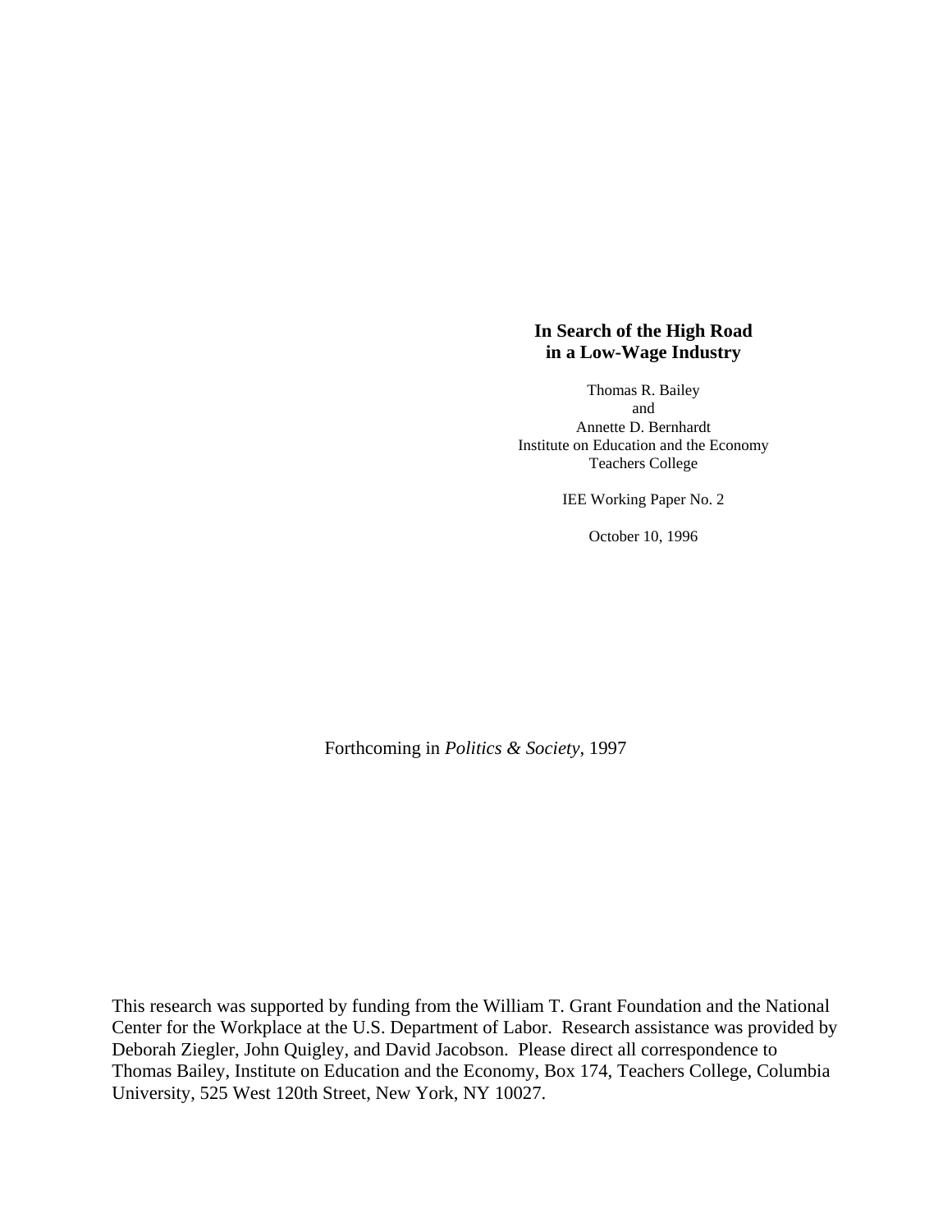# In Search of the High Road in a Low-Wage Industry

Thomas R. Bailey
and
Annette D. Bernhardt
Institute on Education and the Economy
Teachers College

IEE Working Paper No. 2

October 10, 1996

Forthcoming in *Politics & Society*, 1997

This research was supported by funding from the William T. Grant Foundation and the National Center for the Workplace at the U.S. Department of Labor. Research assistance was provided by Deborah Ziegler, John Quigley, and David Jacobson. Please direct all correspondence to Thomas Bailey, Institute on Education and the Economy, Box 174, Teachers College, Columbia University, 525 West 120th Street, New York, NY 10027.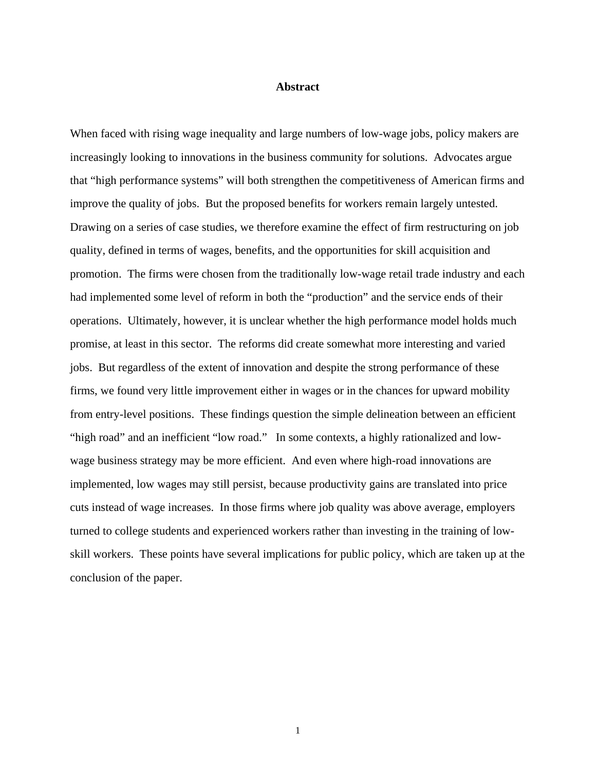# Abstract

When faced with rising wage inequality and large numbers of low-wage jobs, policy makers are increasingly looking to innovations in the business community for solutions. Advocates argue that "high performance systems" will both strengthen the competitiveness of American firms and improve the quality of jobs. But the proposed benefits for workers remain largely untested. Drawing on a series of case studies, we therefore examine the effect of firm restructuring on job quality, defined in terms of wages, benefits, and the opportunities for skill acquisition and promotion. The firms were chosen from the traditionally low-wage retail trade industry and each had implemented some level of reform in both the "production" and the service ends of their operations. Ultimately, however, it is unclear whether the high performance model holds much promise, at least in this sector. The reforms did create somewhat more interesting and varied jobs. But regardless of the extent of innovation and despite the strong performance of these firms, we found very little improvement either in wages or in the chances for upward mobility from entry-level positions. These findings question the simple delineation between an efficient "high road" and an inefficient "low road." In some contexts, a highly rationalized and low-wage business strategy may be more efficient. And even where high-road innovations are implemented, low wages may still persist, because productivity gains are translated into price cuts instead of wage increases. In those firms where job quality was above average, employers turned to college students and experienced workers rather than investing in the training of low-skill workers. These points have several implications for public policy, which are taken up at the conclusion of the paper.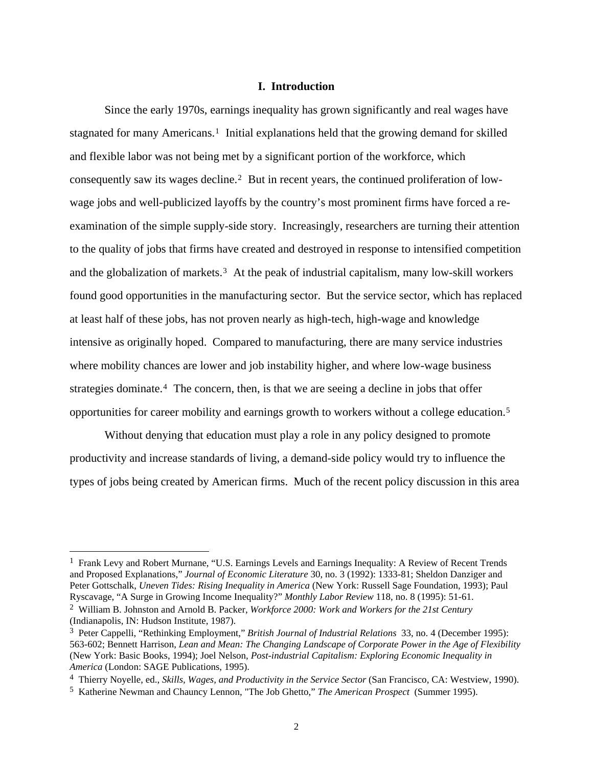# I. Introduction

Since the early 1970s, earnings inequality has grown significantly and real wages have stagnated for many Americans.[1] Initial explanations held that the growing demand for skilled and flexible labor was not being met by a significant portion of the workforce, which consequently saw its wages decline.[2] But in recent years, the continued proliferation of low-wage jobs and well-publicized layoffs by the country's most prominent firms have forced a re-examination of the simple supply-side story. Increasingly, researchers are turning their attention to the quality of jobs that firms have created and destroyed in response to intensified competition and the globalization of markets.[3] At the peak of industrial capitalism, many low-skill workers found good opportunities in the manufacturing sector. But the service sector, which has replaced at least half of these jobs, has not proven nearly as high-tech, high-wage and knowledge intensive as originally hoped. Compared to manufacturing, there are many service industries where mobility chances are lower and job instability higher, and where low-wage business strategies dominate.[4] The concern, then, is that we are seeing a decline in jobs that offer opportunities for career mobility and earnings growth to workers without a college education.[5]

Without denying that education must play a role in any policy designed to promote productivity and increase standards of living, a demand-side policy would try to influence the types of jobs being created by American firms. Much of the recent policy discussion in this area

---

[1] Frank Levy and Robert Murnane, "U.S. Earnings Levels and Earnings Inequality: A Review of Recent Trends and Proposed Explanations," *Journal of Economic Literature* 30, no. 3 (1992): 1333-81; Sheldon Danziger and Peter Gottschalk, *Uneven Tides: Rising Inequality in America* (New York: Russell Sage Foundation, 1993); Paul Ryscavage, "A Surge in Growing Income Inequality?" *Monthly Labor Review* 118, no. 8 (1995): 51-61.

[2] William B. Johnston and Arnold B. Packer, *Workforce 2000: Work and Workers for the 21st Century* (Indianapolis, IN: Hudson Institute, 1987).

[3] Peter Cappelli, "Rethinking Employment," *British Journal of Industrial Relations* 33, no. 4 (December 1995): 563-602; Bennett Harrison, *Lean and Mean: The Changing Landscape of Corporate Power in the Age of Flexibility* (New York: Basic Books, 1994); Joel Nelson, *Post-industrial Capitalism: Exploring Economic Inequality in America* (London: SAGE Publications, 1995).

[4] Thierry Noyelle, ed., *Skills, Wages, and Productivity in the Service Sector* (San Francisco, CA: Westview, 1990).

[5] Katherine Newman and Chauncy Lennon, "The Job Ghetto," *The American Prospect* (Summer 1995).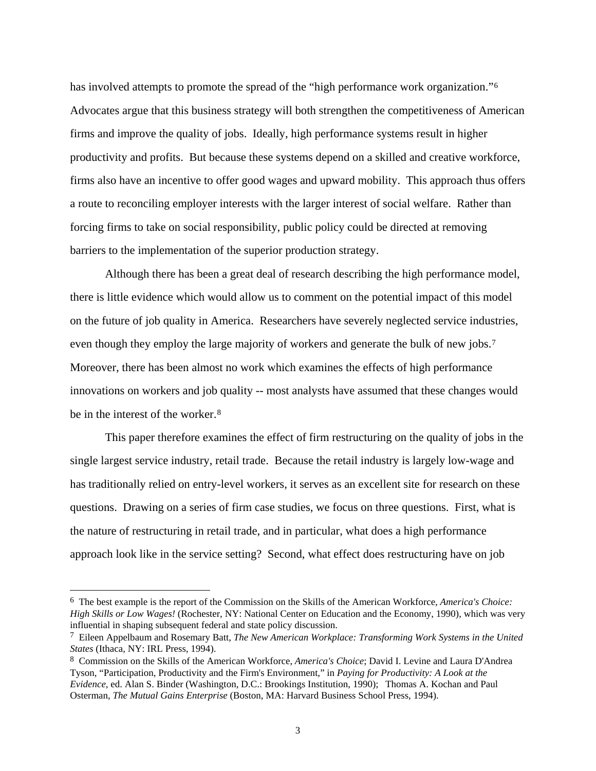has involved attempts to promote the spread of the "high performance work organization."[6] Advocates argue that this business strategy will both strengthen the competitiveness of American firms and improve the quality of jobs. Ideally, high performance systems result in higher productivity and profits. But because these systems depend on a skilled and creative workforce, firms also have an incentive to offer good wages and upward mobility. This approach thus offers a route to reconciling employer interests with the larger interest of social welfare. Rather than forcing firms to take on social responsibility, public policy could be directed at removing barriers to the implementation of the superior production strategy.

Although there has been a great deal of research describing the high performance model, there is little evidence which would allow us to comment on the potential impact of this model on the future of job quality in America. Researchers have severely neglected service industries, even though they employ the large majority of workers and generate the bulk of new jobs.[7] Moreover, there has been almost no work which examines the effects of high performance innovations on workers and job quality -- most analysts have assumed that these changes would be in the interest of the worker.[8]

This paper therefore examines the effect of firm restructuring on the quality of jobs in the single largest service industry, retail trade. Because the retail industry is largely low-wage and has traditionally relied on entry-level workers, it serves as an excellent site for research on these questions. Drawing on a series of firm case studies, we focus on three questions. First, what is the nature of restructuring in retail trade, and in particular, what does a high performance approach look like in the service setting? Second, what effect does restructuring have on job

---

[6] The best example is the report of the Commission on the Skills of the American Workforce, *America's Choice: High Skills or Low Wages!* (Rochester, NY: National Center on Education and the Economy, 1990), which was very influential in shaping subsequent federal and state policy discussion.

[7] Eileen Appelbaum and Rosemary Batt, *The New American Workplace: Transforming Work Systems in the United States* (Ithaca, NY: IRL Press, 1994).

[8] Commission on the Skills of the American Workforce, *America's Choice*; David I. Levine and Laura D'Andrea Tyson, "Participation, Productivity and the Firm's Environment," in *Paying for Productivity: A Look at the Evidence*, ed. Alan S. Binder (Washington, D.C.: Brookings Institution, 1990); Thomas A. Kochan and Paul Osterman, *The Mutual Gains Enterprise* (Boston, MA: Harvard Business School Press, 1994).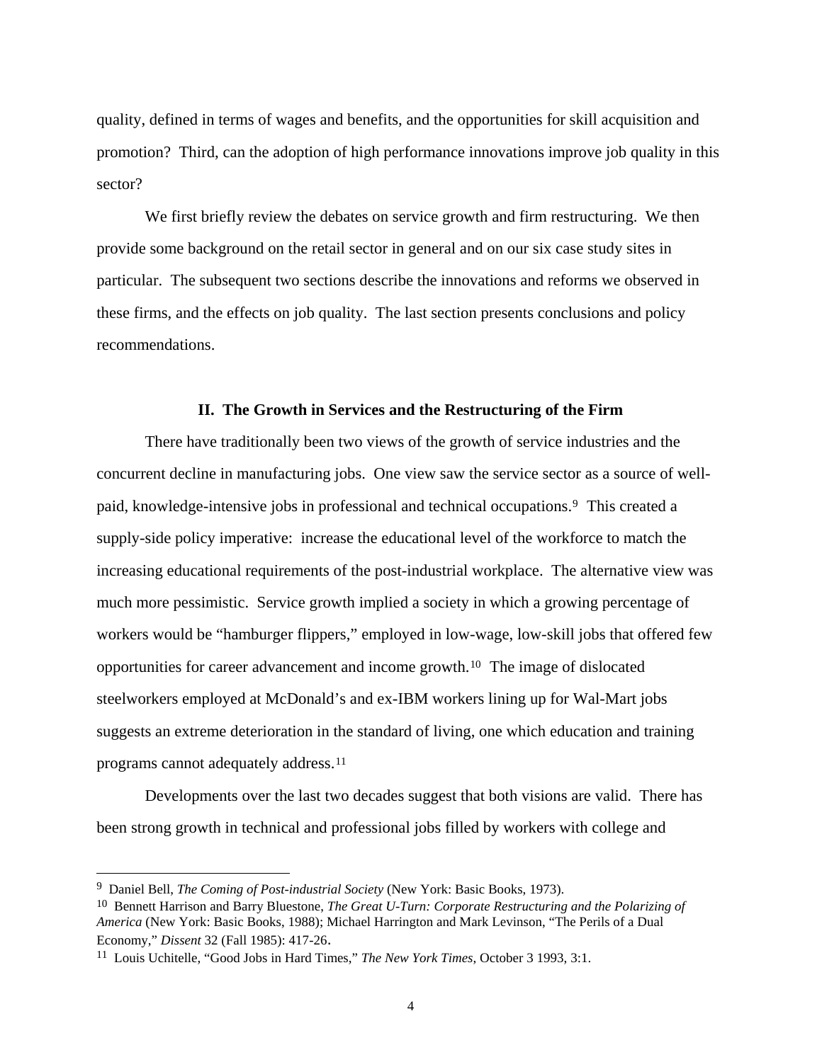quality, defined in terms of wages and benefits, and the opportunities for skill acquisition and promotion? Third, can the adoption of high performance innovations improve job quality in this sector?

We first briefly review the debates on service growth and firm restructuring. We then provide some background on the retail sector in general and on our six case study sites in particular. The subsequent two sections describe the innovations and reforms we observed in these firms, and the effects on job quality. The last section presents conclusions and policy recommendations.

## II. The Growth in Services and the Restructuring of the Firm

There have traditionally been two views of the growth of service industries and the concurrent decline in manufacturing jobs. One view saw the service sector as a source of well-paid, knowledge-intensive jobs in professional and technical occupations.[9] This created a supply-side policy imperative: increase the educational level of the workforce to match the increasing educational requirements of the post-industrial workplace. The alternative view was much more pessimistic. Service growth implied a society in which a growing percentage of workers would be "hamburger flippers," employed in low-wage, low-skill jobs that offered few opportunities for career advancement and income growth.[10] The image of dislocated steelworkers employed at McDonald's and ex-IBM workers lining up for Wal-Mart jobs suggests an extreme deterioration in the standard of living, one which education and training programs cannot adequately address.[11]

Developments over the last two decades suggest that both visions are valid. There has been strong growth in technical and professional jobs filled by workers with college and

---

[9] Daniel Bell, *The Coming of Post-industrial Society* (New York: Basic Books, 1973).

[10] Bennett Harrison and Barry Bluestone, *The Great U-Turn: Corporate Restructuring and the Polarizing of America* (New York: Basic Books, 1988); Michael Harrington and Mark Levinson, "The Perils of a Dual Economy," *Dissent* 32 (Fall 1985): 417-26.

[11] Louis Uchitelle, "Good Jobs in Hard Times," *The New York Times*, October 3 1993, 3:1.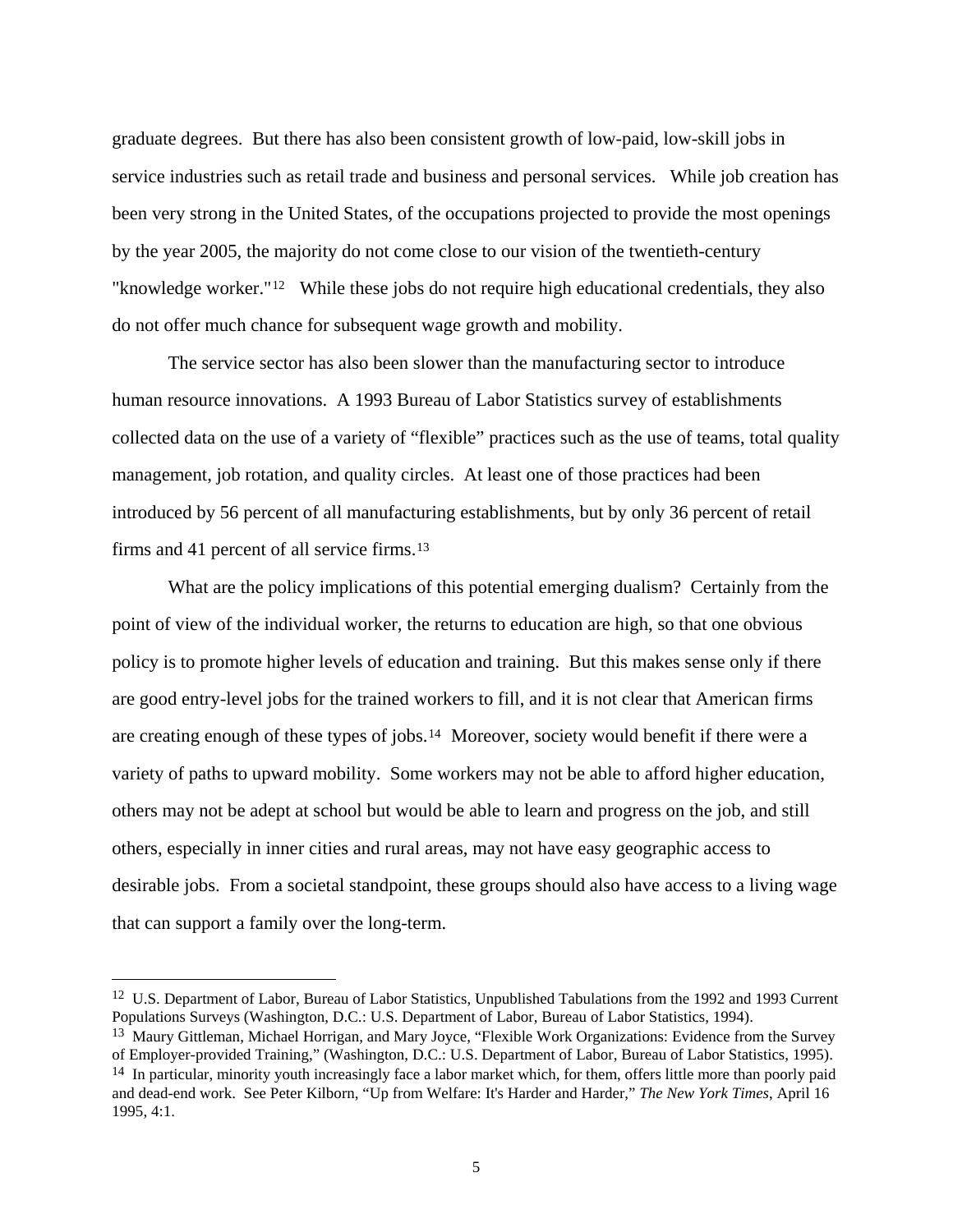graduate degrees. But there has also been consistent growth of low-paid, low-skill jobs in service industries such as retail trade and business and personal services. While job creation has been very strong in the United States, of the occupations projected to provide the most openings by the year 2005, the majority do not come close to our vision of the twentieth-century "knowledge worker."[12] While these jobs do not require high educational credentials, they also do not offer much chance for subsequent wage growth and mobility.

The service sector has also been slower than the manufacturing sector to introduce human resource innovations. A 1993 Bureau of Labor Statistics survey of establishments collected data on the use of a variety of "flexible" practices such as the use of teams, total quality management, job rotation, and quality circles. At least one of those practices had been introduced by 56 percent of all manufacturing establishments, but by only 36 percent of retail firms and 41 percent of all service firms.[13]

What are the policy implications of this potential emerging dualism? Certainly from the point of view of the individual worker, the returns to education are high, so that one obvious policy is to promote higher levels of education and training. But this makes sense only if there are good entry-level jobs for the trained workers to fill, and it is not clear that American firms are creating enough of these types of jobs.[14] Moreover, society would benefit if there were a variety of paths to upward mobility. Some workers may not be able to afford higher education, others may not be adept at school but would be able to learn and progress on the job, and still others, especially in inner cities and rural areas, may not have easy geographic access to desirable jobs. From a societal standpoint, these groups should also have access to a living wage that can support a family over the long-term.

---

[12] U.S. Department of Labor, Bureau of Labor Statistics, Unpublished Tabulations from the 1992 and 1993 Current Populations Surveys (Washington, D.C.: U.S. Department of Labor, Bureau of Labor Statistics, 1994).

[13] Maury Gittleman, Michael Horrigan, and Mary Joyce, "Flexible Work Organizations: Evidence from the Survey of Employer-provided Training," (Washington, D.C.: U.S. Department of Labor, Bureau of Labor Statistics, 1995).

[14] In particular, minority youth increasingly face a labor market which, for them, offers little more than poorly paid and dead-end work. See Peter Kilborn, "Up from Welfare: It's Harder and Harder," *The New York Times*, April 16 1995, 4:1.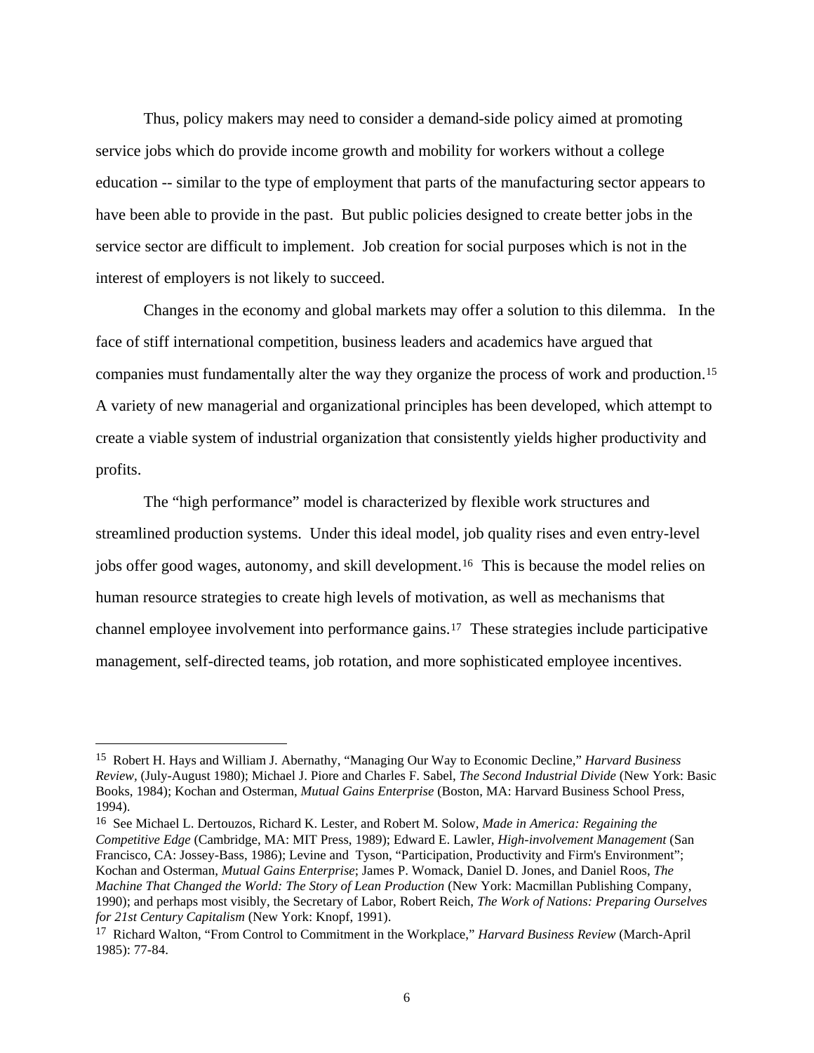Thus, policy makers may need to consider a demand-side policy aimed at promoting service jobs which do provide income growth and mobility for workers without a college education -- similar to the type of employment that parts of the manufacturing sector appears to have been able to provide in the past. But public policies designed to create better jobs in the service sector are difficult to implement. Job creation for social purposes which is not in the interest of employers is not likely to succeed.

Changes in the economy and global markets may offer a solution to this dilemma. In the face of stiff international competition, business leaders and academics have argued that companies must fundamentally alter the way they organize the process of work and production.[15] A variety of new managerial and organizational principles has been developed, which attempt to create a viable system of industrial organization that consistently yields higher productivity and profits.

The "high performance" model is characterized by flexible work structures and streamlined production systems. Under this ideal model, job quality rises and even entry-level jobs offer good wages, autonomy, and skill development.[16] This is because the model relies on human resource strategies to create high levels of motivation, as well as mechanisms that channel employee involvement into performance gains.[17] These strategies include participative management, self-directed teams, job rotation, and more sophisticated employee incentives.

---

[15] Robert H. Hays and William J. Abernathy, "Managing Our Way to Economic Decline," *Harvard Business Review*, (July-August 1980); Michael J. Piore and Charles F. Sabel, *The Second Industrial Divide* (New York: Basic Books, 1984); Kochan and Osterman, *Mutual Gains Enterprise* (Boston, MA: Harvard Business School Press, 1994).

[16] See Michael L. Dertouzos, Richard K. Lester, and Robert M. Solow, *Made in America: Regaining the Competitive Edge* (Cambridge, MA: MIT Press, 1989); Edward E. Lawler, *High-involvement Management* (San Francisco, CA: Jossey-Bass, 1986); Levine and Tyson, "Participation, Productivity and Firm's Environment"; Kochan and Osterman, *Mutual Gains Enterprise*; James P. Womack, Daniel D. Jones, and Daniel Roos, *The Machine That Changed the World: The Story of Lean Production* (New York: Macmillan Publishing Company, 1990); and perhaps most visibly, the Secretary of Labor, Robert Reich, *The Work of Nations: Preparing Ourselves for 21st Century Capitalism* (New York: Knopf, 1991).

[17] Richard Walton, "From Control to Commitment in the Workplace," *Harvard Business Review* (March-April 1985): 77-84.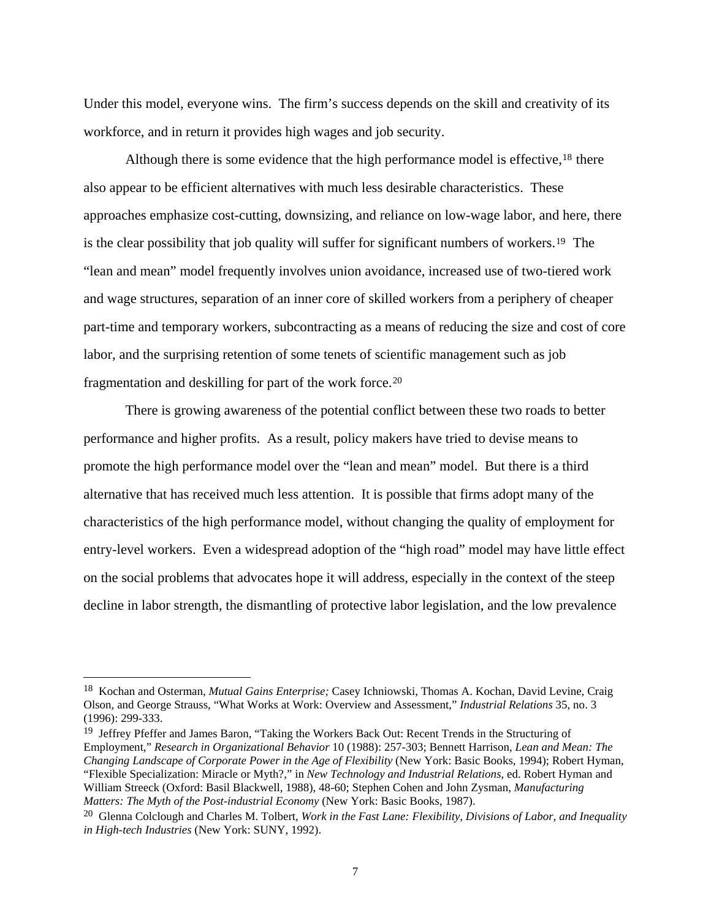Under this model, everyone wins. The firm's success depends on the skill and creativity of its workforce, and in return it provides high wages and job security.

Although there is some evidence that the high performance model is effective,[18] there also appear to be efficient alternatives with much less desirable characteristics. These approaches emphasize cost-cutting, downsizing, and reliance on low-wage labor, and here, there is the clear possibility that job quality will suffer for significant numbers of workers.[19] The "lean and mean" model frequently involves union avoidance, increased use of two-tiered work and wage structures, separation of an inner core of skilled workers from a periphery of cheaper part-time and temporary workers, subcontracting as a means of reducing the size and cost of core labor, and the surprising retention of some tenets of scientific management such as job fragmentation and deskilling for part of the work force.[20]

There is growing awareness of the potential conflict between these two roads to better performance and higher profits. As a result, policy makers have tried to devise means to promote the high performance model over the "lean and mean" model. But there is a third alternative that has received much less attention. It is possible that firms adopt many of the characteristics of the high performance model, without changing the quality of employment for entry-level workers. Even a widespread adoption of the "high road" model may have little effect on the social problems that advocates hope it will address, especially in the context of the steep decline in labor strength, the dismantling of protective labor legislation, and the low prevalence

---

[18] Kochan and Osterman, *Mutual Gains Enterprise;* Casey Ichniowski, Thomas A. Kochan, David Levine, Craig Olson, and George Strauss, "What Works at Work: Overview and Assessment," *Industrial Relations* 35, no. 3 (1996): 299-333.

[19] Jeffrey Pfeffer and James Baron, "Taking the Workers Back Out: Recent Trends in the Structuring of Employment," *Research in Organizational Behavior* 10 (1988): 257-303; Bennett Harrison, *Lean and Mean: The Changing Landscape of Corporate Power in the Age of Flexibility* (New York: Basic Books, 1994); Robert Hyman, "Flexible Specialization: Miracle or Myth?," in *New Technology and Industrial Relations*, ed. Robert Hyman and William Streeck (Oxford: Basil Blackwell, 1988), 48-60; Stephen Cohen and John Zysman, *Manufacturing Matters: The Myth of the Post-industrial Economy* (New York: Basic Books, 1987).

[20] Glenna Colclough and Charles M. Tolbert, *Work in the Fast Lane: Flexibility, Divisions of Labor, and Inequality in High-tech Industries* (New York: SUNY, 1992).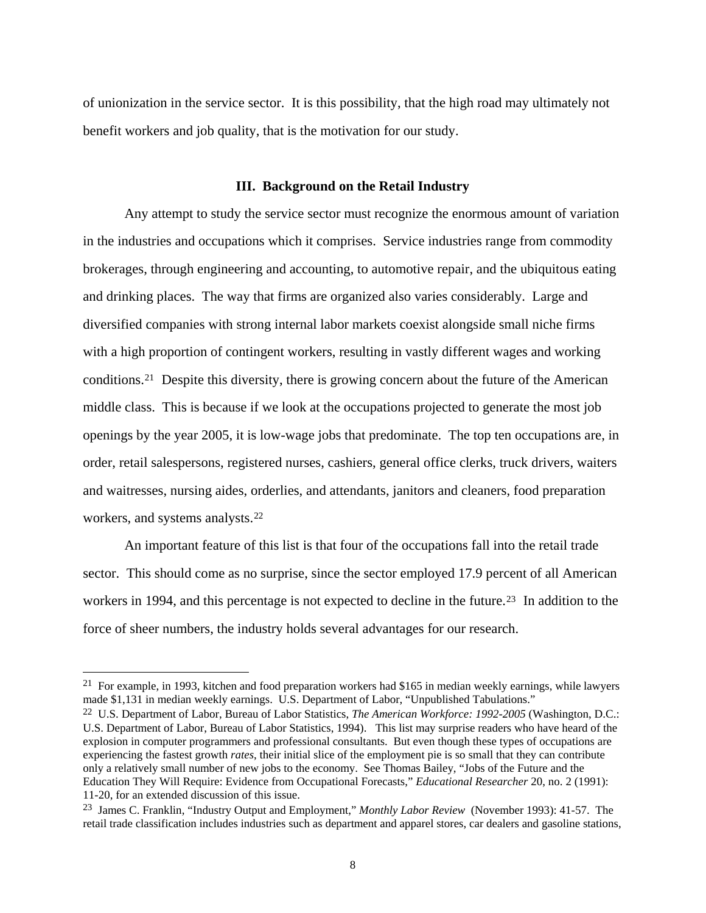of unionization in the service sector. It is this possibility, that the high road may ultimately not benefit workers and job quality, that is the motivation for our study.

### III. Background on the Retail Industry

Any attempt to study the service sector must recognize the enormous amount of variation in the industries and occupations which it comprises. Service industries range from commodity brokerages, through engineering and accounting, to automotive repair, and the ubiquitous eating and drinking places. The way that firms are organized also varies considerably. Large and diversified companies with strong internal labor markets coexist alongside small niche firms with a high proportion of contingent workers, resulting in vastly different wages and working conditions.[21] Despite this diversity, there is growing concern about the future of the American middle class. This is because if we look at the occupations projected to generate the most job openings by the year 2005, it is low-wage jobs that predominate. The top ten occupations are, in order, retail salespersons, registered nurses, cashiers, general office clerks, truck drivers, waiters and waitresses, nursing aides, orderlies, and attendants, janitors and cleaners, food preparation workers, and systems analysts.[22]

An important feature of this list is that four of the occupations fall into the retail trade sector. This should come as no surprise, since the sector employed 17.9 percent of all American workers in 1994, and this percentage is not expected to decline in the future.[23] In addition to the force of sheer numbers, the industry holds several advantages for our research.

---

[21] For example, in 1993, kitchen and food preparation workers had $165 in median weekly earnings, while lawyers made $1,131 in median weekly earnings. U.S. Department of Labor, "Unpublished Tabulations."

[22] U.S. Department of Labor, Bureau of Labor Statistics, *The American Workforce: 1992-2005* (Washington, D.C.: U.S. Department of Labor, Bureau of Labor Statistics, 1994). This list may surprise readers who have heard of the explosion in computer programmers and professional consultants. But even though these types of occupations are experiencing the fastest growth *rates*, their initial slice of the employment pie is so small that they can contribute only a relatively small number of new jobs to the economy. See Thomas Bailey, "Jobs of the Future and the Education They Will Require: Evidence from Occupational Forecasts," *Educational Researcher* 20, no. 2 (1991): 11-20, for an extended discussion of this issue.

[23] James C. Franklin, "Industry Output and Employment," *Monthly Labor Review* (November 1993): 41-57. The retail trade classification includes industries such as department and apparel stores, car dealers and gasoline stations,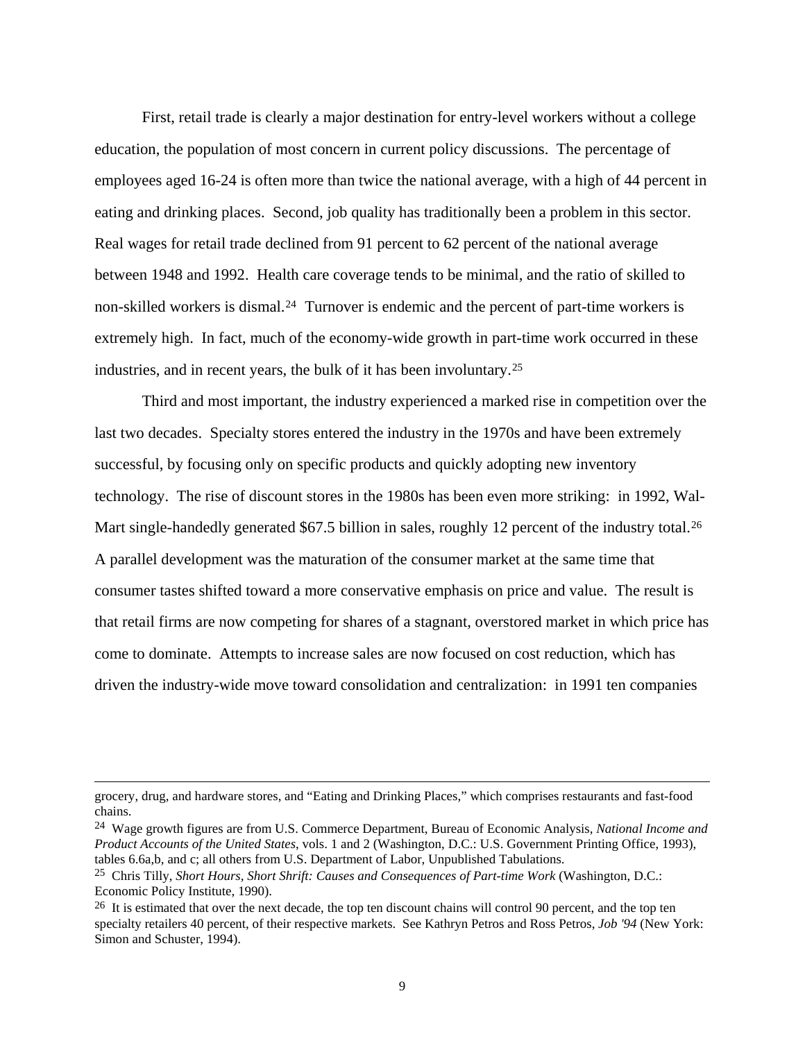First, retail trade is clearly a major destination for entry-level workers without a college education, the population of most concern in current policy discussions. The percentage of employees aged 16-24 is often more than twice the national average, with a high of 44 percent in eating and drinking places. Second, job quality has traditionally been a problem in this sector. Real wages for retail trade declined from 91 percent to 62 percent of the national average between 1948 and 1992. Health care coverage tends to be minimal, and the ratio of skilled to non-skilled workers is dismal.[24] Turnover is endemic and the percent of part-time workers is extremely high. In fact, much of the economy-wide growth in part-time work occurred in these industries, and in recent years, the bulk of it has been involuntary.[25]

Third and most important, the industry experienced a marked rise in competition over the last two decades. Specialty stores entered the industry in the 1970s and have been extremely successful, by focusing only on specific products and quickly adopting new inventory technology. The rise of discount stores in the 1980s has been even more striking: in 1992, Wal-Mart single-handedly generated $67.5 billion in sales, roughly 12 percent of the industry total.[26] A parallel development was the maturation of the consumer market at the same time that consumer tastes shifted toward a more conservative emphasis on price and value. The result is that retail firms are now competing for shares of a stagnant, overstored market in which price has come to dominate. Attempts to increase sales are now focused on cost reduction, which has driven the industry-wide move toward consolidation and centralization: in 1991 ten companies

---

grocery, drug, and hardware stores, and "Eating and Drinking Places," which comprises restaurants and fast-food chains.

[24] Wage growth figures are from U.S. Commerce Department, Bureau of Economic Analysis, *National Income and Product Accounts of the United States*, vols. 1 and 2 (Washington, D.C.: U.S. Government Printing Office, 1993), tables 6.6a,b, and c; all others from U.S. Department of Labor, Unpublished Tabulations.

[25] Chris Tilly, *Short Hours, Short Shrift: Causes and Consequences of Part-time Work* (Washington, D.C.: Economic Policy Institute, 1990).

[26] It is estimated that over the next decade, the top ten discount chains will control 90 percent, and the top ten specialty retailers 40 percent, of their respective markets. See Kathryn Petros and Ross Petros, *Job '94* (New York: Simon and Schuster, 1994).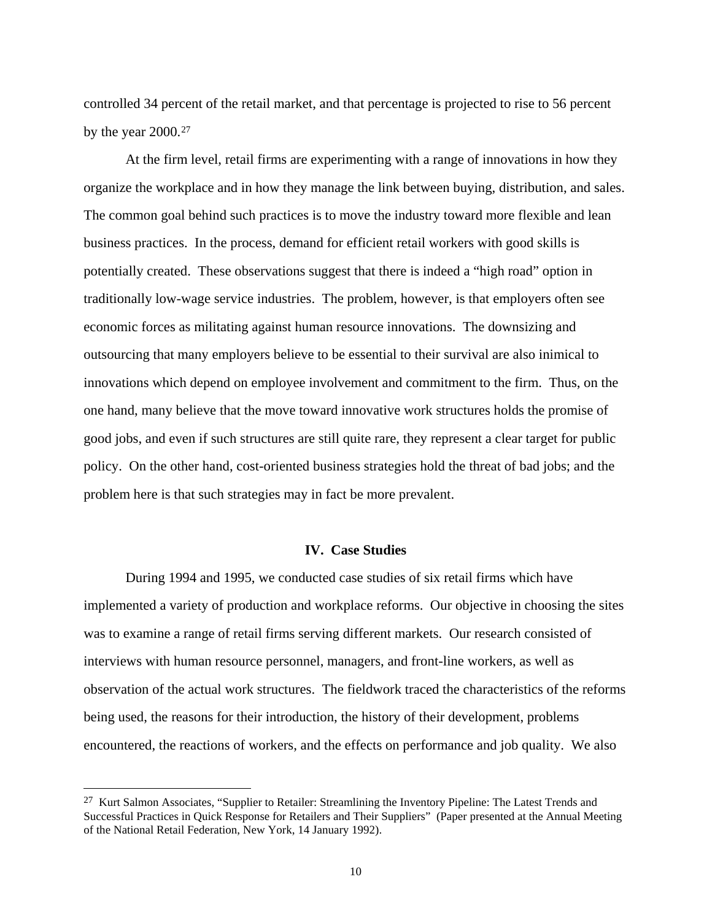controlled 34 percent of the retail market, and that percentage is projected to rise to 56 percent by the year 2000.[27]

At the firm level, retail firms are experimenting with a range of innovations in how they organize the workplace and in how they manage the link between buying, distribution, and sales. The common goal behind such practices is to move the industry toward more flexible and lean business practices. In the process, demand for efficient retail workers with good skills is potentially created. These observations suggest that there is indeed a "high road" option in traditionally low-wage service industries. The problem, however, is that employers often see economic forces as militating against human resource innovations. The downsizing and outsourcing that many employers believe to be essential to their survival are also inimical to innovations which depend on employee involvement and commitment to the firm. Thus, on the one hand, many believe that the move toward innovative work structures holds the promise of good jobs, and even if such structures are still quite rare, they represent a clear target for public policy. On the other hand, cost-oriented business strategies hold the threat of bad jobs; and the problem here is that such strategies may in fact be more prevalent.

## IV. Case Studies

During 1994 and 1995, we conducted case studies of six retail firms which have implemented a variety of production and workplace reforms. Our objective in choosing the sites was to examine a range of retail firms serving different markets. Our research consisted of interviews with human resource personnel, managers, and front-line workers, as well as observation of the actual work structures. The fieldwork traced the characteristics of the reforms being used, the reasons for their introduction, the history of their development, problems encountered, the reactions of workers, and the effects on performance and job quality. We also

[27] Kurt Salmon Associates, "Supplier to Retailer: Streamlining the Inventory Pipeline: The Latest Trends and Successful Practices in Quick Response for Retailers and Their Suppliers" (Paper presented at the Annual Meeting of the National Retail Federation, New York, 14 January 1992).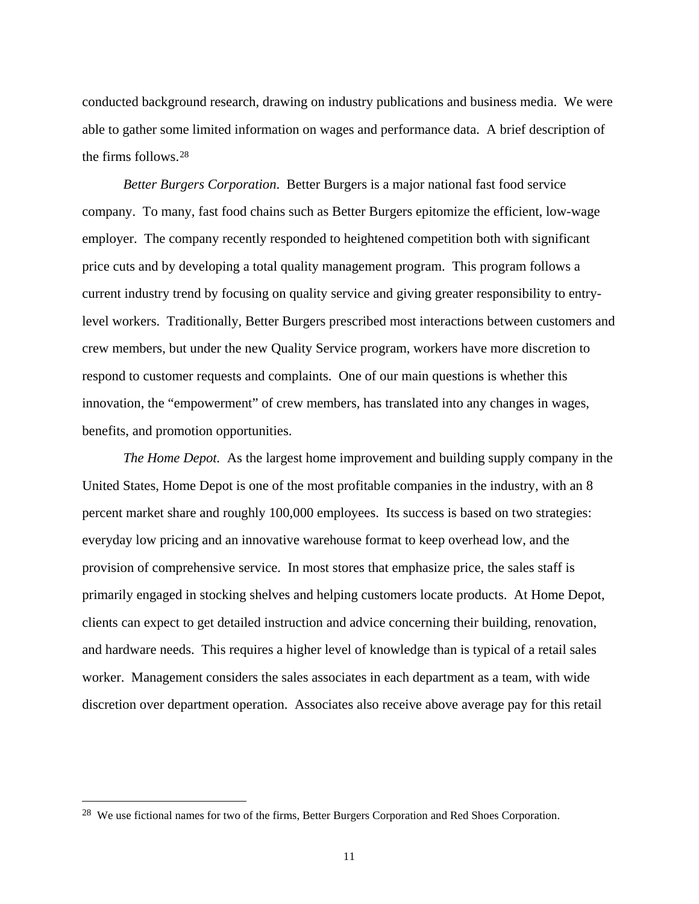conducted background research, drawing on industry publications and business media. We were able to gather some limited information on wages and performance data. A brief description of the firms follows.[28]

*Better Burgers Corporation*. Better Burgers is a major national fast food service company. To many, fast food chains such as Better Burgers epitomize the efficient, low-wage employer. The company recently responded to heightened competition both with significant price cuts and by developing a total quality management program. This program follows a current industry trend by focusing on quality service and giving greater responsibility to entry-level workers. Traditionally, Better Burgers prescribed most interactions between customers and crew members, but under the new Quality Service program, workers have more discretion to respond to customer requests and complaints. One of our main questions is whether this innovation, the "empowerment" of crew members, has translated into any changes in wages, benefits, and promotion opportunities.

*The Home Depot.* As the largest home improvement and building supply company in the United States, Home Depot is one of the most profitable companies in the industry, with an 8 percent market share and roughly 100,000 employees. Its success is based on two strategies: everyday low pricing and an innovative warehouse format to keep overhead low, and the provision of comprehensive service. In most stores that emphasize price, the sales staff is primarily engaged in stocking shelves and helping customers locate products. At Home Depot, clients can expect to get detailed instruction and advice concerning their building, renovation, and hardware needs. This requires a higher level of knowledge than is typical of a retail sales worker. Management considers the sales associates in each department as a team, with wide discretion over department operation. Associates also receive above average pay for this retail

---

[28] We use fictional names for two of the firms, Better Burgers Corporation and Red Shoes Corporation.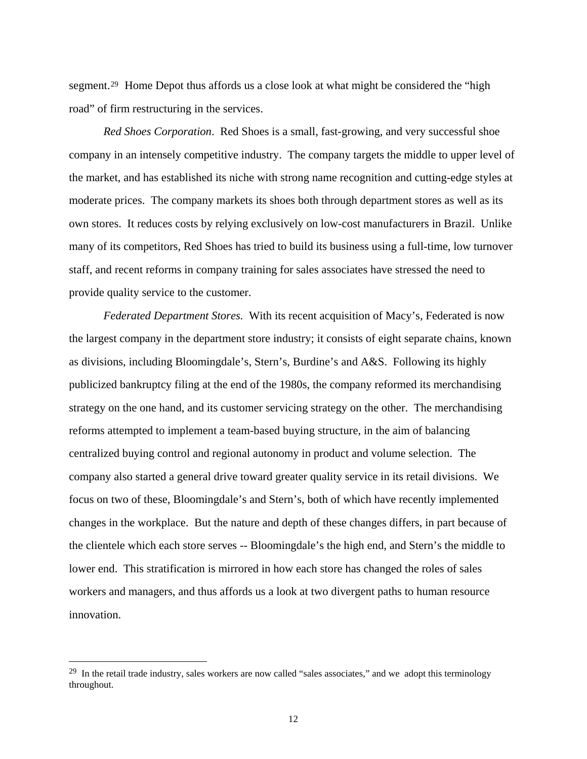segment.[29] Home Depot thus affords us a close look at what might be considered the "high road" of firm restructuring in the services.

*Red Shoes Corporation*. Red Shoes is a small, fast-growing, and very successful shoe company in an intensely competitive industry. The company targets the middle to upper level of the market, and has established its niche with strong name recognition and cutting-edge styles at moderate prices. The company markets its shoes both through department stores as well as its own stores. It reduces costs by relying exclusively on low-cost manufacturers in Brazil. Unlike many of its competitors, Red Shoes has tried to build its business using a full-time, low turnover staff, and recent reforms in company training for sales associates have stressed the need to provide quality service to the customer.

*Federated Department Stores.* With its recent acquisition of Macy's, Federated is now the largest company in the department store industry; it consists of eight separate chains, known as divisions, including Bloomingdale's, Stern's, Burdine's and A&S. Following its highly publicized bankruptcy filing at the end of the 1980s, the company reformed its merchandising strategy on the one hand, and its customer servicing strategy on the other. The merchandising reforms attempted to implement a team-based buying structure, in the aim of balancing centralized buying control and regional autonomy in product and volume selection. The company also started a general drive toward greater quality service in its retail divisions. We focus on two of these, Bloomingdale's and Stern's, both of which have recently implemented changes in the workplace. But the nature and depth of these changes differs, in part because of the clientele which each store serves -- Bloomingdale's the high end, and Stern's the middle to lower end. This stratification is mirrored in how each store has changed the roles of sales workers and managers, and thus affords us a look at two divergent paths to human resource innovation.

---

[29] In the retail trade industry, sales workers are now called "sales associates," and we adopt this terminology throughout.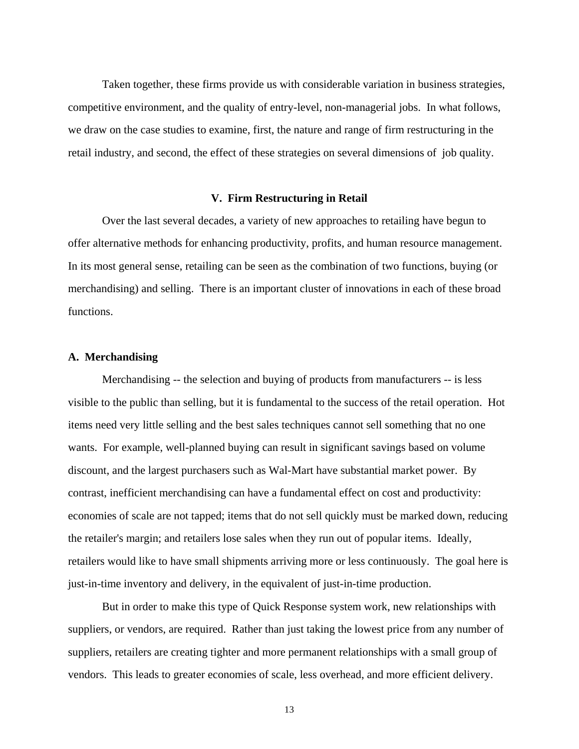Taken together, these firms provide us with considerable variation in business strategies, competitive environment, and the quality of entry-level, non-managerial jobs. In what follows, we draw on the case studies to examine, first, the nature and range of firm restructuring in the retail industry, and second, the effect of these strategies on several dimensions of job quality.

## V. Firm Restructuring in Retail

Over the last several decades, a variety of new approaches to retailing have begun to offer alternative methods for enhancing productivity, profits, and human resource management. In its most general sense, retailing can be seen as the combination of two functions, buying (or merchandising) and selling. There is an important cluster of innovations in each of these broad functions.

### A. Merchandising

Merchandising -- the selection and buying of products from manufacturers -- is less visible to the public than selling, but it is fundamental to the success of the retail operation. Hot items need very little selling and the best sales techniques cannot sell something that no one wants. For example, well-planned buying can result in significant savings based on volume discount, and the largest purchasers such as Wal-Mart have substantial market power. By contrast, inefficient merchandising can have a fundamental effect on cost and productivity: economies of scale are not tapped; items that do not sell quickly must be marked down, reducing the retailer's margin; and retailers lose sales when they run out of popular items. Ideally, retailers would like to have small shipments arriving more or less continuously. The goal here is just-in-time inventory and delivery, in the equivalent of just-in-time production.

But in order to make this type of Quick Response system work, new relationships with suppliers, or vendors, are required. Rather than just taking the lowest price from any number of suppliers, retailers are creating tighter and more permanent relationships with a small group of vendors. This leads to greater economies of scale, less overhead, and more efficient delivery.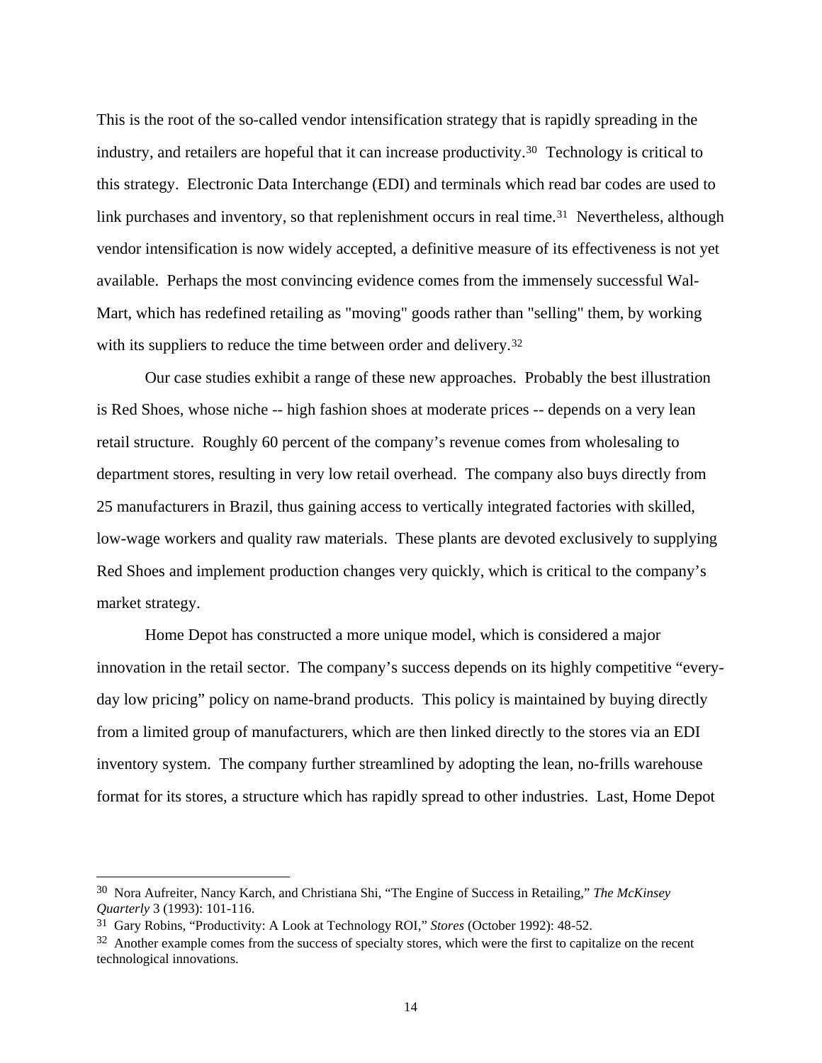This is the root of the so-called vendor intensification strategy that is rapidly spreading in the industry, and retailers are hopeful that it can increase productivity.[30] Technology is critical to this strategy. Electronic Data Interchange (EDI) and terminals which read bar codes are used to link purchases and inventory, so that replenishment occurs in real time.[31] Nevertheless, although vendor intensification is now widely accepted, a definitive measure of its effectiveness is not yet available. Perhaps the most convincing evidence comes from the immensely successful Wal-Mart, which has redefined retailing as "moving" goods rather than "selling" them, by working with its suppliers to reduce the time between order and delivery.[32]

Our case studies exhibit a range of these new approaches. Probably the best illustration is Red Shoes, whose niche -- high fashion shoes at moderate prices -- depends on a very lean retail structure. Roughly 60 percent of the company's revenue comes from wholesaling to department stores, resulting in very low retail overhead. The company also buys directly from 25 manufacturers in Brazil, thus gaining access to vertically integrated factories with skilled, low-wage workers and quality raw materials. These plants are devoted exclusively to supplying Red Shoes and implement production changes very quickly, which is critical to the company's market strategy.

Home Depot has constructed a more unique model, which is considered a major innovation in the retail sector. The company's success depends on its highly competitive "every-day low pricing" policy on name-brand products. This policy is maintained by buying directly from a limited group of manufacturers, which are then linked directly to the stores via an EDI inventory system. The company further streamlined by adopting the lean, no-frills warehouse format for its stores, a structure which has rapidly spread to other industries. Last, Home Depot

---

[30] Nora Aufreiter, Nancy Karch, and Christiana Shi, "The Engine of Success in Retailing," *The McKinsey Quarterly* 3 (1993): 101-116.

[31] Gary Robins, "Productivity: A Look at Technology ROI," *Stores* (October 1992): 48-52.

[32] Another example comes from the success of specialty stores, which were the first to capitalize on the recent technological innovations.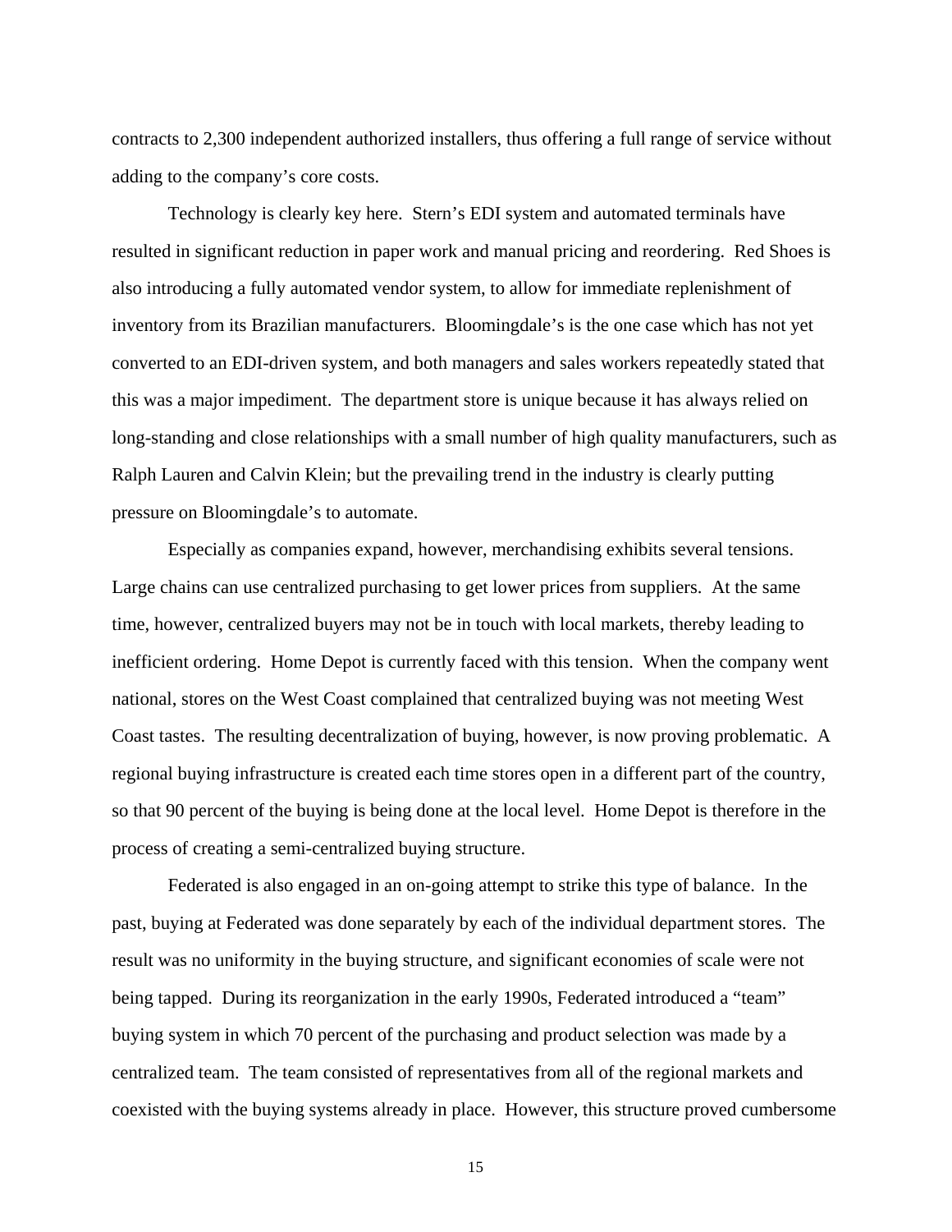contracts to 2,300 independent authorized installers, thus offering a full range of service without adding to the company's core costs.

Technology is clearly key here. Stern's EDI system and automated terminals have resulted in significant reduction in paper work and manual pricing and reordering. Red Shoes is also introducing a fully automated vendor system, to allow for immediate replenishment of inventory from its Brazilian manufacturers. Bloomingdale's is the one case which has not yet converted to an EDI-driven system, and both managers and sales workers repeatedly stated that this was a major impediment. The department store is unique because it has always relied on long-standing and close relationships with a small number of high quality manufacturers, such as Ralph Lauren and Calvin Klein; but the prevailing trend in the industry is clearly putting pressure on Bloomingdale's to automate.

Especially as companies expand, however, merchandising exhibits several tensions. Large chains can use centralized purchasing to get lower prices from suppliers. At the same time, however, centralized buyers may not be in touch with local markets, thereby leading to inefficient ordering. Home Depot is currently faced with this tension. When the company went national, stores on the West Coast complained that centralized buying was not meeting West Coast tastes. The resulting decentralization of buying, however, is now proving problematic. A regional buying infrastructure is created each time stores open in a different part of the country, so that 90 percent of the buying is being done at the local level. Home Depot is therefore in the process of creating a semi-centralized buying structure.

Federated is also engaged in an on-going attempt to strike this type of balance. In the past, buying at Federated was done separately by each of the individual department stores. The result was no uniformity in the buying structure, and significant economies of scale were not being tapped. During its reorganization in the early 1990s, Federated introduced a "team" buying system in which 70 percent of the purchasing and product selection was made by a centralized team. The team consisted of representatives from all of the regional markets and coexisted with the buying systems already in place. However, this structure proved cumbersome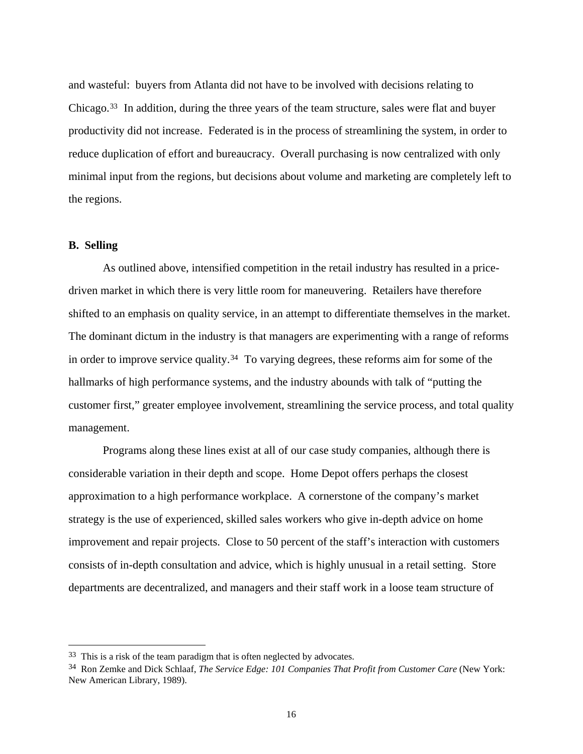and wasteful: buyers from Atlanta did not have to be involved with decisions relating to Chicago.[33] In addition, during the three years of the team structure, sales were flat and buyer productivity did not increase. Federated is in the process of streamlining the system, in order to reduce duplication of effort and bureaucracy. Overall purchasing is now centralized with only minimal input from the regions, but decisions about volume and marketing are completely left to the regions.

### B. Selling

As outlined above, intensified competition in the retail industry has resulted in a price-driven market in which there is very little room for maneuvering. Retailers have therefore shifted to an emphasis on quality service, in an attempt to differentiate themselves in the market. The dominant dictum in the industry is that managers are experimenting with a range of reforms in order to improve service quality.[34] To varying degrees, these reforms aim for some of the hallmarks of high performance systems, and the industry abounds with talk of "putting the customer first," greater employee involvement, streamlining the service process, and total quality management.

Programs along these lines exist at all of our case study companies, although there is considerable variation in their depth and scope. Home Depot offers perhaps the closest approximation to a high performance workplace. A cornerstone of the company's market strategy is the use of experienced, skilled sales workers who give in-depth advice on home improvement and repair projects. Close to 50 percent of the staff's interaction with customers consists of in-depth consultation and advice, which is highly unusual in a retail setting. Store departments are decentralized, and managers and their staff work in a loose team structure of

---

[33] This is a risk of the team paradigm that is often neglected by advocates.

[34] Ron Zemke and Dick Schlaaf, *The Service Edge: 101 Companies That Profit from Customer Care* (New York: New American Library, 1989).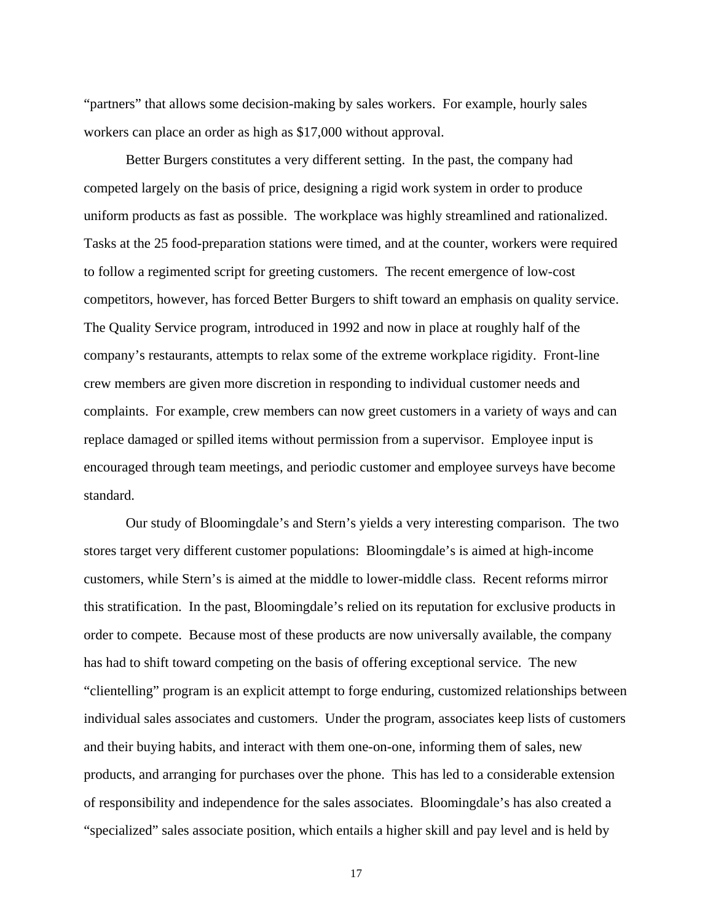"partners" that allows some decision-making by sales workers. For example, hourly sales workers can place an order as high as $17,000 without approval.

Better Burgers constitutes a very different setting. In the past, the company had competed largely on the basis of price, designing a rigid work system in order to produce uniform products as fast as possible. The workplace was highly streamlined and rationalized. Tasks at the 25 food-preparation stations were timed, and at the counter, workers were required to follow a regimented script for greeting customers. The recent emergence of low-cost competitors, however, has forced Better Burgers to shift toward an emphasis on quality service. The Quality Service program, introduced in 1992 and now in place at roughly half of the company's restaurants, attempts to relax some of the extreme workplace rigidity. Front-line crew members are given more discretion in responding to individual customer needs and complaints. For example, crew members can now greet customers in a variety of ways and can replace damaged or spilled items without permission from a supervisor. Employee input is encouraged through team meetings, and periodic customer and employee surveys have become standard.

Our study of Bloomingdale's and Stern's yields a very interesting comparison. The two stores target very different customer populations: Bloomingdale's is aimed at high-income customers, while Stern's is aimed at the middle to lower-middle class. Recent reforms mirror this stratification. In the past, Bloomingdale's relied on its reputation for exclusive products in order to compete. Because most of these products are now universally available, the company has had to shift toward competing on the basis of offering exceptional service. The new "clientelling" program is an explicit attempt to forge enduring, customized relationships between individual sales associates and customers. Under the program, associates keep lists of customers and their buying habits, and interact with them one-on-one, informing them of sales, new products, and arranging for purchases over the phone. This has led to a considerable extension of responsibility and independence for the sales associates. Bloomingdale's has also created a "specialized" sales associate position, which entails a higher skill and pay level and is held by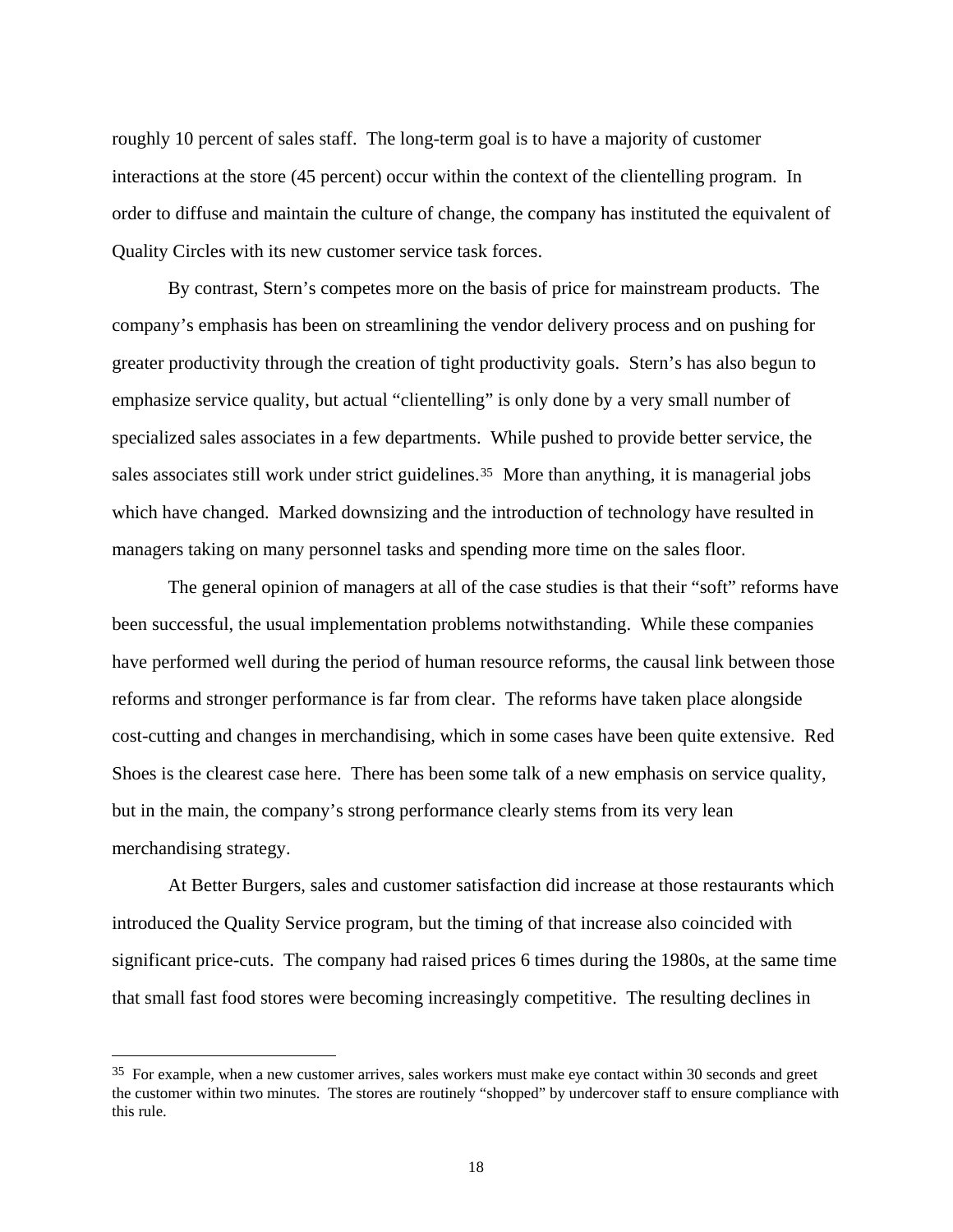roughly 10 percent of sales staff. The long-term goal is to have a majority of customer interactions at the store (45 percent) occur within the context of the clientelling program. In order to diffuse and maintain the culture of change, the company has instituted the equivalent of Quality Circles with its new customer service task forces.

By contrast, Stern's competes more on the basis of price for mainstream products. The company's emphasis has been on streamlining the vendor delivery process and on pushing for greater productivity through the creation of tight productivity goals. Stern's has also begun to emphasize service quality, but actual "clientelling" is only done by a very small number of specialized sales associates in a few departments. While pushed to provide better service, the sales associates still work under strict guidelines.[35] More than anything, it is managerial jobs which have changed. Marked downsizing and the introduction of technology have resulted in managers taking on many personnel tasks and spending more time on the sales floor.

The general opinion of managers at all of the case studies is that their "soft" reforms have been successful, the usual implementation problems notwithstanding. While these companies have performed well during the period of human resource reforms, the causal link between those reforms and stronger performance is far from clear. The reforms have taken place alongside cost-cutting and changes in merchandising, which in some cases have been quite extensive. Red Shoes is the clearest case here. There has been some talk of a new emphasis on service quality, but in the main, the company's strong performance clearly stems from its very lean merchandising strategy.

At Better Burgers, sales and customer satisfaction did increase at those restaurants which introduced the Quality Service program, but the timing of that increase also coincided with significant price-cuts. The company had raised prices 6 times during the 1980s, at the same time that small fast food stores were becoming increasingly competitive. The resulting declines in

---

[35] For example, when a new customer arrives, sales workers must make eye contact within 30 seconds and greet the customer within two minutes. The stores are routinely "shopped" by undercover staff to ensure compliance with this rule.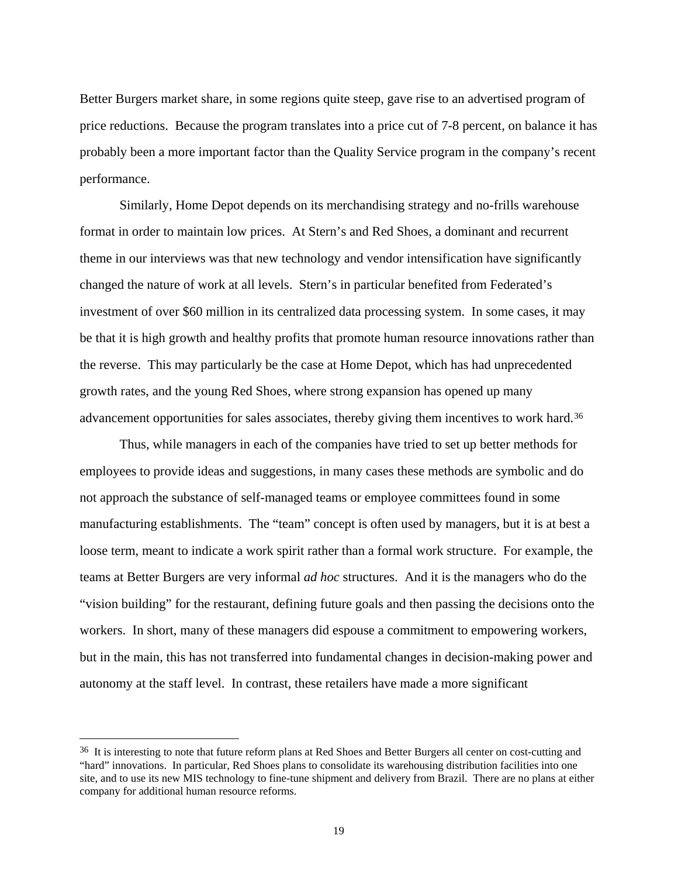Better Burgers market share, in some regions quite steep, gave rise to an advertised program of price reductions. Because the program translates into a price cut of 7-8 percent, on balance it has probably been a more important factor than the Quality Service program in the company's recent performance.

Similarly, Home Depot depends on its merchandising strategy and no-frills warehouse format in order to maintain low prices. At Stern's and Red Shoes, a dominant and recurrent theme in our interviews was that new technology and vendor intensification have significantly changed the nature of work at all levels. Stern's in particular benefited from Federated's investment of over \$60 million in its centralized data processing system. In some cases, it may be that it is high growth and healthy profits that promote human resource innovations rather than the reverse. This may particularly be the case at Home Depot, which has had unprecedented growth rates, and the young Red Shoes, where strong expansion has opened up many advancement opportunities for sales associates, thereby giving them incentives to work hard.[36]

Thus, while managers in each of the companies have tried to set up better methods for employees to provide ideas and suggestions, in many cases these methods are symbolic and do not approach the substance of self-managed teams or employee committees found in some manufacturing establishments. The "team" concept is often used by managers, but it is at best a loose term, meant to indicate a work spirit rather than a formal work structure. For example, the teams at Better Burgers are very informal *ad hoc* structures. And it is the managers who do the "vision building" for the restaurant, defining future goals and then passing the decisions onto the workers. In short, many of these managers did espouse a commitment to empowering workers, but in the main, this has not transferred into fundamental changes in decision-making power and autonomy at the staff level. In contrast, these retailers have made a more significant

---

[36] It is interesting to note that future reform plans at Red Shoes and Better Burgers all center on cost-cutting and "hard" innovations. In particular, Red Shoes plans to consolidate its warehousing distribution facilities into one site, and to use its new MIS technology to fine-tune shipment and delivery from Brazil. There are no plans at either company for additional human resource reforms.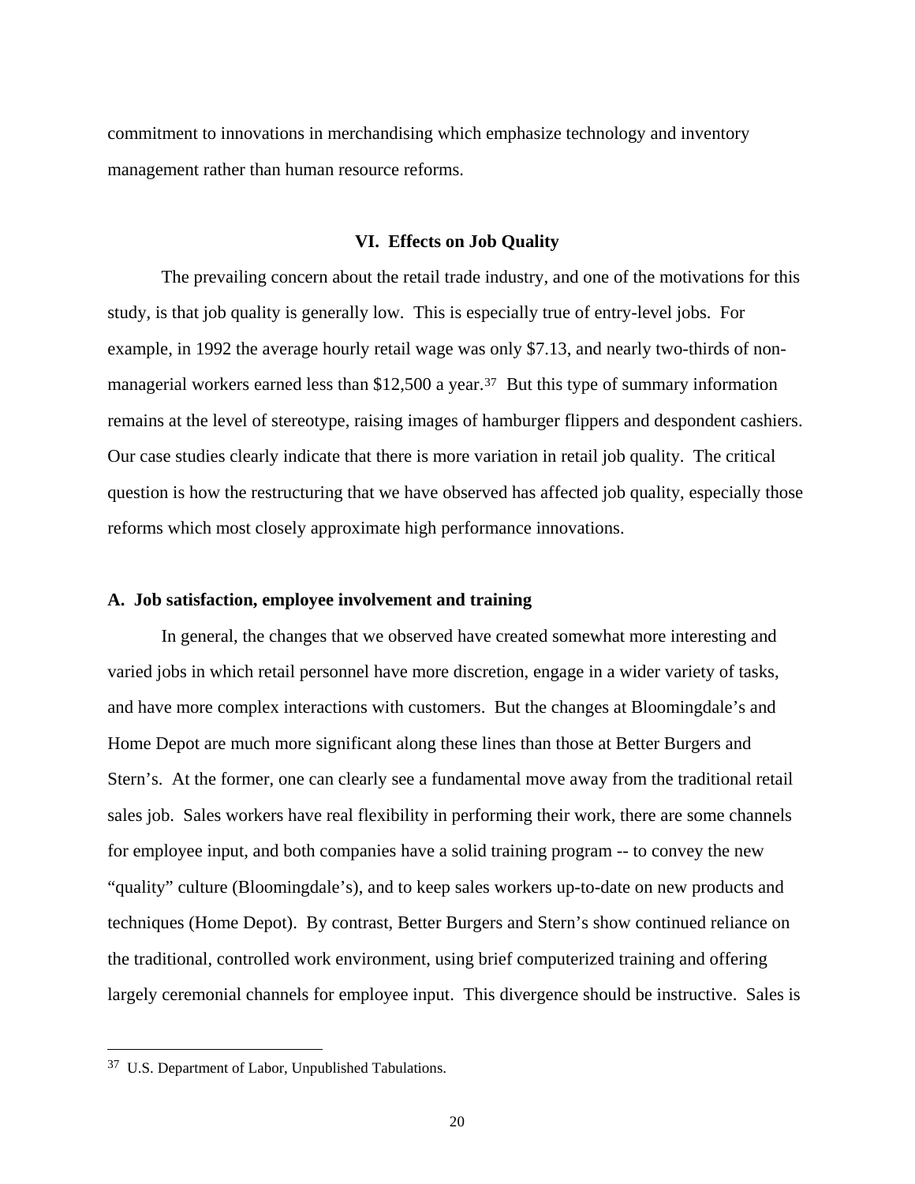commitment to innovations in merchandising which emphasize technology and inventory management rather than human resource reforms.

## VI. Effects on Job Quality

The prevailing concern about the retail trade industry, and one of the motivations for this study, is that job quality is generally low. This is especially true of entry-level jobs. For example, in 1992 the average hourly retail wage was only $7.13, and nearly two-thirds of non-managerial workers earned less than $12,500 a year.[37] But this type of summary information remains at the level of stereotype, raising images of hamburger flippers and despondent cashiers. Our case studies clearly indicate that there is more variation in retail job quality. The critical question is how the restructuring that we have observed has affected job quality, especially those reforms which most closely approximate high performance innovations.

### A. Job satisfaction, employee involvement and training

In general, the changes that we observed have created somewhat more interesting and varied jobs in which retail personnel have more discretion, engage in a wider variety of tasks, and have more complex interactions with customers. But the changes at Bloomingdale's and Home Depot are much more significant along these lines than those at Better Burgers and Stern's. At the former, one can clearly see a fundamental move away from the traditional retail sales job. Sales workers have real flexibility in performing their work, there are some channels for employee input, and both companies have a solid training program -- to convey the new "quality" culture (Bloomingdale's), and to keep sales workers up-to-date on new products and techniques (Home Depot). By contrast, Better Burgers and Stern's show continued reliance on the traditional, controlled work environment, using brief computerized training and offering largely ceremonial channels for employee input. This divergence should be instructive. Sales is

---

[37] U.S. Department of Labor, Unpublished Tabulations.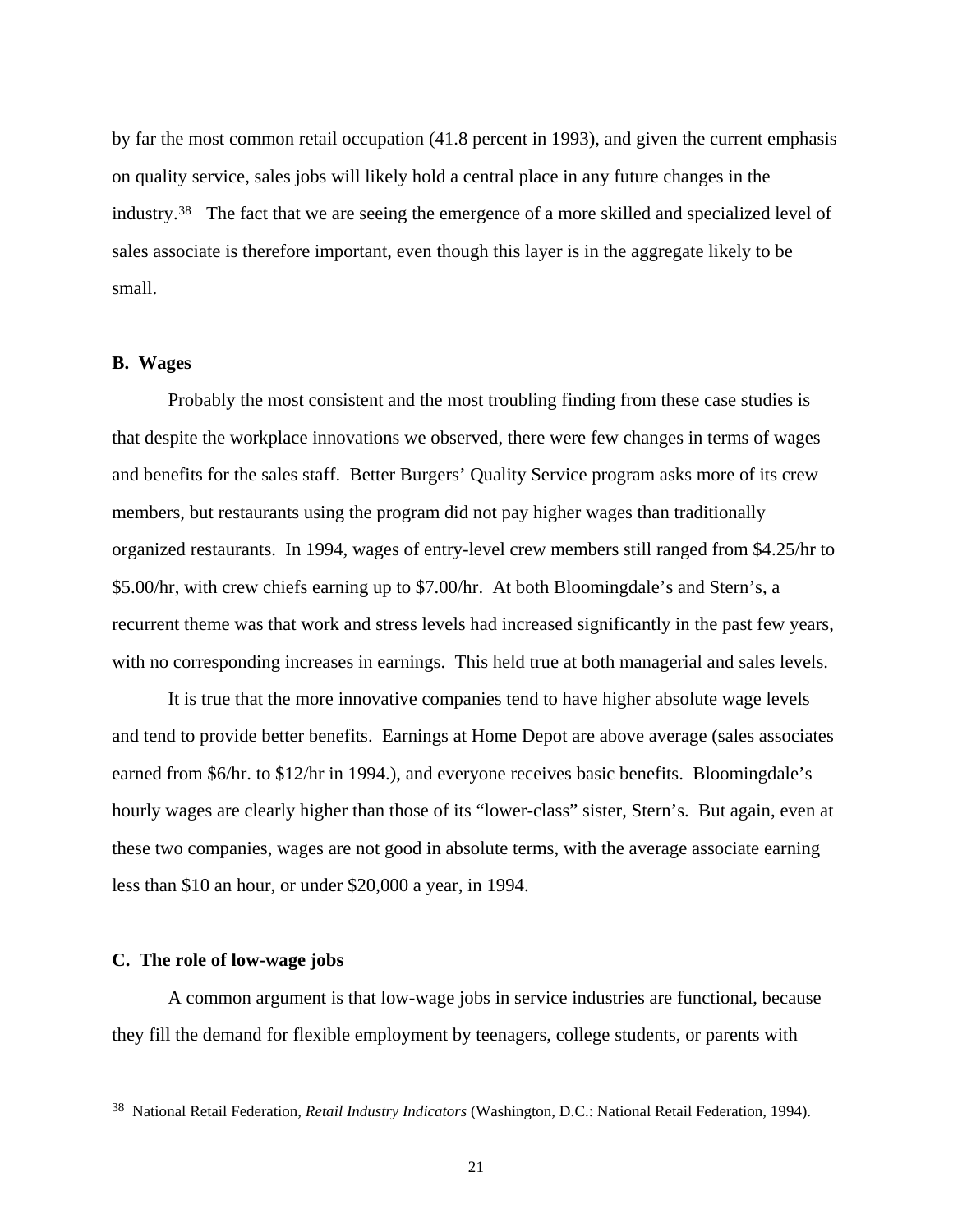by far the most common retail occupation (41.8 percent in 1993), and given the current emphasis on quality service, sales jobs will likely hold a central place in any future changes in the industry.[38] The fact that we are seeing the emergence of a more skilled and specialized level of sales associate is therefore important, even though this layer is in the aggregate likely to be small.

### B. Wages

Probably the most consistent and the most troubling finding from these case studies is that despite the workplace innovations we observed, there were few changes in terms of wages and benefits for the sales staff. Better Burgers' Quality Service program asks more of its crew members, but restaurants using the program did not pay higher wages than traditionally organized restaurants. In 1994, wages of entry-level crew members still ranged from $4.25/hr to $5.00/hr, with crew chiefs earning up to $7.00/hr. At both Bloomingdale's and Stern's, a recurrent theme was that work and stress levels had increased significantly in the past few years, with no corresponding increases in earnings. This held true at both managerial and sales levels.

It is true that the more innovative companies tend to have higher absolute wage levels and tend to provide better benefits. Earnings at Home Depot are above average (sales associates earned from $6/hr. to $12/hr in 1994.), and everyone receives basic benefits. Bloomingdale's hourly wages are clearly higher than those of its "lower-class" sister, Stern's. But again, even at these two companies, wages are not good in absolute terms, with the average associate earning less than $10 an hour, or under $20,000 a year, in 1994.

### C. The role of low-wage jobs

A common argument is that low-wage jobs in service industries are functional, because they fill the demand for flexible employment by teenagers, college students, or parents with

---

[38] National Retail Federation, *Retail Industry Indicators* (Washington, D.C.: National Retail Federation, 1994).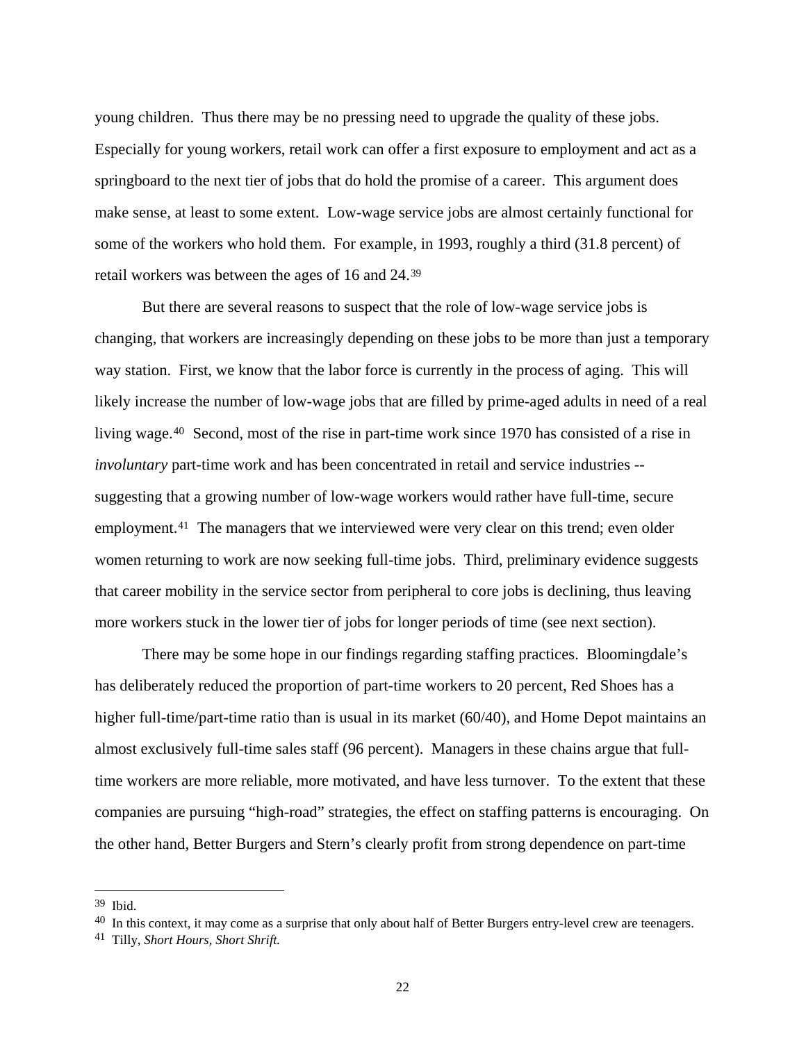young children. Thus there may be no pressing need to upgrade the quality of these jobs. Especially for young workers, retail work can offer a first exposure to employment and act as a springboard to the next tier of jobs that do hold the promise of a career. This argument does make sense, at least to some extent. Low-wage service jobs are almost certainly functional for some of the workers who hold them. For example, in 1993, roughly a third (31.8 percent) of retail workers was between the ages of 16 and 24.[39]

But there are several reasons to suspect that the role of low-wage service jobs is changing, that workers are increasingly depending on these jobs to be more than just a temporary way station. First, we know that the labor force is currently in the process of aging. This will likely increase the number of low-wage jobs that are filled by prime-aged adults in need of a real living wage.[40] Second, most of the rise in part-time work since 1970 has consisted of a rise in *involuntary* part-time work and has been concentrated in retail and service industries -- suggesting that a growing number of low-wage workers would rather have full-time, secure employment.[41] The managers that we interviewed were very clear on this trend; even older women returning to work are now seeking full-time jobs. Third, preliminary evidence suggests that career mobility in the service sector from peripheral to core jobs is declining, thus leaving more workers stuck in the lower tier of jobs for longer periods of time (see next section).

There may be some hope in our findings regarding staffing practices. Bloomingdale's has deliberately reduced the proportion of part-time workers to 20 percent, Red Shoes has a higher full-time/part-time ratio than is usual in its market (60/40), and Home Depot maintains an almost exclusively full-time sales staff (96 percent). Managers in these chains argue that full-time workers are more reliable, more motivated, and have less turnover. To the extent that these companies are pursuing "high-road" strategies, the effect on staffing patterns is encouraging. On the other hand, Better Burgers and Stern's clearly profit from strong dependence on part-time

---

[39] Ibid.

[40] In this context, it may come as a surprise that only about half of Better Burgers entry-level crew are teenagers.

[41] Tilly, *Short Hours, Short Shrift.*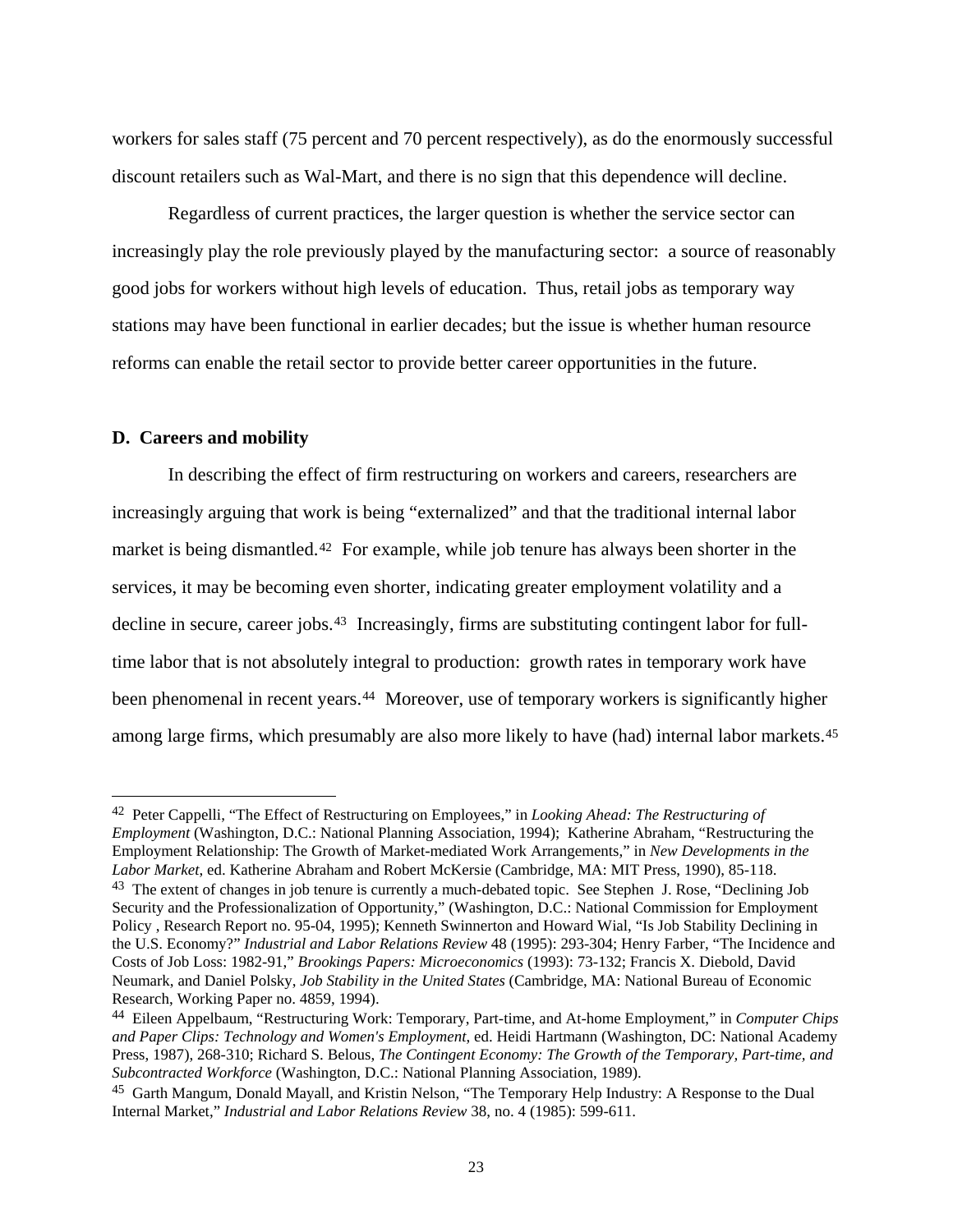workers for sales staff (75 percent and 70 percent respectively), as do the enormously successful discount retailers such as Wal-Mart, and there is no sign that this dependence will decline.

Regardless of current practices, the larger question is whether the service sector can increasingly play the role previously played by the manufacturing sector: a source of reasonably good jobs for workers without high levels of education. Thus, retail jobs as temporary way stations may have been functional in earlier decades; but the issue is whether human resource reforms can enable the retail sector to provide better career opportunities in the future.

### D. Careers and mobility

In describing the effect of firm restructuring on workers and careers, researchers are increasingly arguing that work is being "externalized" and that the traditional internal labor market is being dismantled.[42] For example, while job tenure has always been shorter in the services, it may be becoming even shorter, indicating greater employment volatility and a decline in secure, career jobs.[43] Increasingly, firms are substituting contingent labor for full-time labor that is not absolutely integral to production: growth rates in temporary work have been phenomenal in recent years.[44] Moreover, use of temporary workers is significantly higher among large firms, which presumably are also more likely to have (had) internal labor markets.[45]

---

[42] Peter Cappelli, "The Effect of Restructuring on Employees," in *Looking Ahead: The Restructuring of Employment* (Washington, D.C.: National Planning Association, 1994); Katherine Abraham, "Restructuring the Employment Relationship: The Growth of Market-mediated Work Arrangements," in *New Developments in the Labor Market*, ed. Katherine Abraham and Robert McKersie (Cambridge, MA: MIT Press, 1990), 85-118.

[43] The extent of changes in job tenure is currently a much-debated topic. See Stephen J. Rose, "Declining Job Security and the Professionalization of Opportunity," (Washington, D.C.: National Commission for Employment Policy , Research Report no. 95-04, 1995); Kenneth Swinnerton and Howard Wial, "Is Job Stability Declining in the U.S. Economy?" *Industrial and Labor Relations Review* 48 (1995): 293-304; Henry Farber, "The Incidence and Costs of Job Loss: 1982-91," *Brookings Papers: Microeconomics* (1993): 73-132; Francis X. Diebold, David Neumark, and Daniel Polsky, *Job Stability in the United States* (Cambridge, MA: National Bureau of Economic Research, Working Paper no. 4859, 1994).

[44] Eileen Appelbaum, "Restructuring Work: Temporary, Part-time, and At-home Employment," in *Computer Chips and Paper Clips: Technology and Women's Employment*, ed. Heidi Hartmann (Washington, DC: National Academy Press, 1987), 268-310; Richard S. Belous, *The Contingent Economy: The Growth of the Temporary, Part-time, and Subcontracted Workforce* (Washington, D.C.: National Planning Association, 1989).

[45] Garth Mangum, Donald Mayall, and Kristin Nelson, "The Temporary Help Industry: A Response to the Dual Internal Market," *Industrial and Labor Relations Review* 38, no. 4 (1985): 599-611.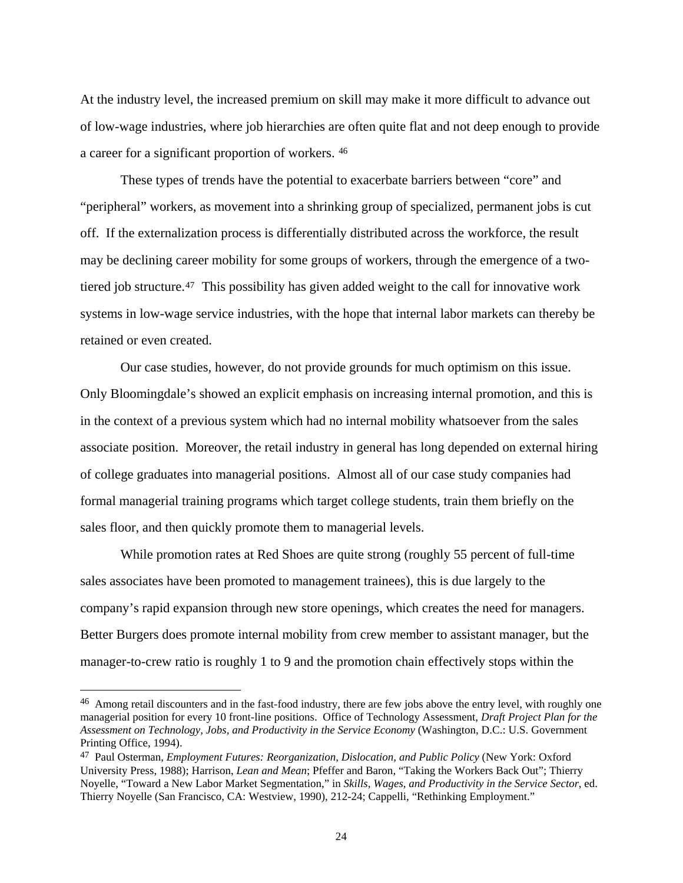At the industry level, the increased premium on skill may make it more difficult to advance out of low-wage industries, where job hierarchies are often quite flat and not deep enough to provide a career for a significant proportion of workers. [46]

These types of trends have the potential to exacerbate barriers between "core" and "peripheral" workers, as movement into a shrinking group of specialized, permanent jobs is cut off. If the externalization process is differentially distributed across the workforce, the result may be declining career mobility for some groups of workers, through the emergence of a two-tiered job structure.[47] This possibility has given added weight to the call for innovative work systems in low-wage service industries, with the hope that internal labor markets can thereby be retained or even created.

Our case studies, however, do not provide grounds for much optimism on this issue. Only Bloomingdale's showed an explicit emphasis on increasing internal promotion, and this is in the context of a previous system which had no internal mobility whatsoever from the sales associate position. Moreover, the retail industry in general has long depended on external hiring of college graduates into managerial positions. Almost all of our case study companies had formal managerial training programs which target college students, train them briefly on the sales floor, and then quickly promote them to managerial levels.

While promotion rates at Red Shoes are quite strong (roughly 55 percent of full-time sales associates have been promoted to management trainees), this is due largely to the company's rapid expansion through new store openings, which creates the need for managers. Better Burgers does promote internal mobility from crew member to assistant manager, but the manager-to-crew ratio is roughly 1 to 9 and the promotion chain effectively stops within the

---

[46] Among retail discounters and in the fast-food industry, there are few jobs above the entry level, with roughly one managerial position for every 10 front-line positions. Office of Technology Assessment, *Draft Project Plan for the Assessment on Technology, Jobs, and Productivity in the Service Economy* (Washington, D.C.: U.S. Government Printing Office, 1994).

[47] Paul Osterman, *Employment Futures: Reorganization, Dislocation, and Public Policy* (New York: Oxford University Press, 1988); Harrison, *Lean and Mean*; Pfeffer and Baron, "Taking the Workers Back Out"; Thierry Noyelle, "Toward a New Labor Market Segmentation," in *Skills, Wages, and Productivity in the Service Sector*, ed. Thierry Noyelle (San Francisco, CA: Westview, 1990), 212-24; Cappelli, "Rethinking Employment."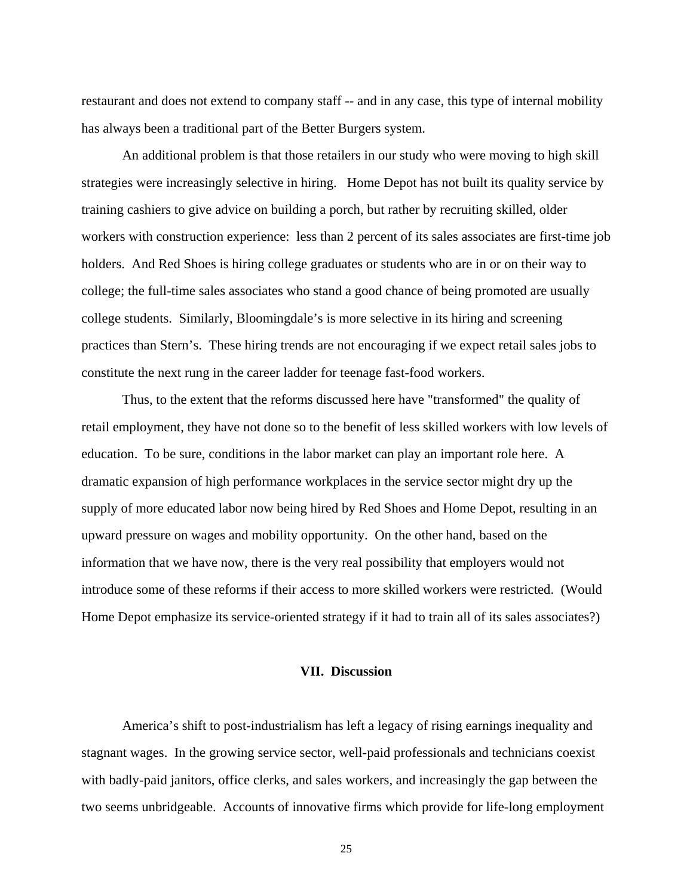restaurant and does not extend to company staff -- and in any case, this type of internal mobility has always been a traditional part of the Better Burgers system.

An additional problem is that those retailers in our study who were moving to high skill strategies were increasingly selective in hiring. Home Depot has not built its quality service by training cashiers to give advice on building a porch, but rather by recruiting skilled, older workers with construction experience: less than 2 percent of its sales associates are first-time job holders. And Red Shoes is hiring college graduates or students who are in or on their way to college; the full-time sales associates who stand a good chance of being promoted are usually college students. Similarly, Bloomingdale's is more selective in its hiring and screening practices than Stern's. These hiring trends are not encouraging if we expect retail sales jobs to constitute the next rung in the career ladder for teenage fast-food workers.

Thus, to the extent that the reforms discussed here have "transformed" the quality of retail employment, they have not done so to the benefit of less skilled workers with low levels of education. To be sure, conditions in the labor market can play an important role here. A dramatic expansion of high performance workplaces in the service sector might dry up the supply of more educated labor now being hired by Red Shoes and Home Depot, resulting in an upward pressure on wages and mobility opportunity. On the other hand, based on the information that we have now, there is the very real possibility that employers would not introduce some of these reforms if their access to more skilled workers were restricted. (Would Home Depot emphasize its service-oriented strategy if it had to train all of its sales associates?)

## VII. Discussion

America's shift to post-industrialism has left a legacy of rising earnings inequality and stagnant wages. In the growing service sector, well-paid professionals and technicians coexist with badly-paid janitors, office clerks, and sales workers, and increasingly the gap between the two seems unbridgeable. Accounts of innovative firms which provide for life-long employment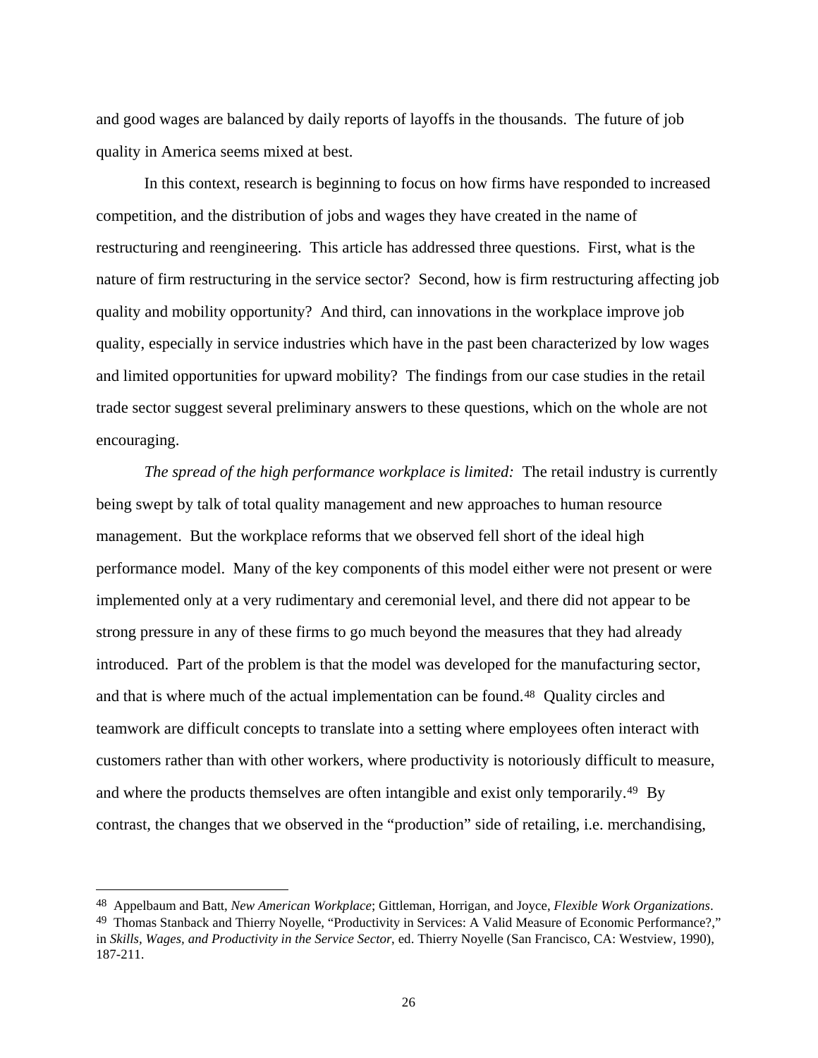and good wages are balanced by daily reports of layoffs in the thousands. The future of job quality in America seems mixed at best.

In this context, research is beginning to focus on how firms have responded to increased competition, and the distribution of jobs and wages they have created in the name of restructuring and reengineering. This article has addressed three questions. First, what is the nature of firm restructuring in the service sector? Second, how is firm restructuring affecting job quality and mobility opportunity? And third, can innovations in the workplace improve job quality, especially in service industries which have in the past been characterized by low wages and limited opportunities for upward mobility? The findings from our case studies in the retail trade sector suggest several preliminary answers to these questions, which on the whole are not encouraging.

*The spread of the high performance workplace is limited:* The retail industry is currently being swept by talk of total quality management and new approaches to human resource management. But the workplace reforms that we observed fell short of the ideal high performance model. Many of the key components of this model either were not present or were implemented only at a very rudimentary and ceremonial level, and there did not appear to be strong pressure in any of these firms to go much beyond the measures that they had already introduced. Part of the problem is that the model was developed for the manufacturing sector, and that is where much of the actual implementation can be found.[48] Quality circles and teamwork are difficult concepts to translate into a setting where employees often interact with customers rather than with other workers, where productivity is notoriously difficult to measure, and where the products themselves are often intangible and exist only temporarily.[49] By contrast, the changes that we observed in the "production" side of retailing, i.e. merchandising,

---

[48] Appelbaum and Batt, *New American Workplace*; Gittleman, Horrigan, and Joyce, *Flexible Work Organizations*.

[49] Thomas Stanback and Thierry Noyelle, "Productivity in Services: A Valid Measure of Economic Performance?," in *Skills, Wages, and Productivity in the Service Sector*, ed. Thierry Noyelle (San Francisco, CA: Westview, 1990), 187-211.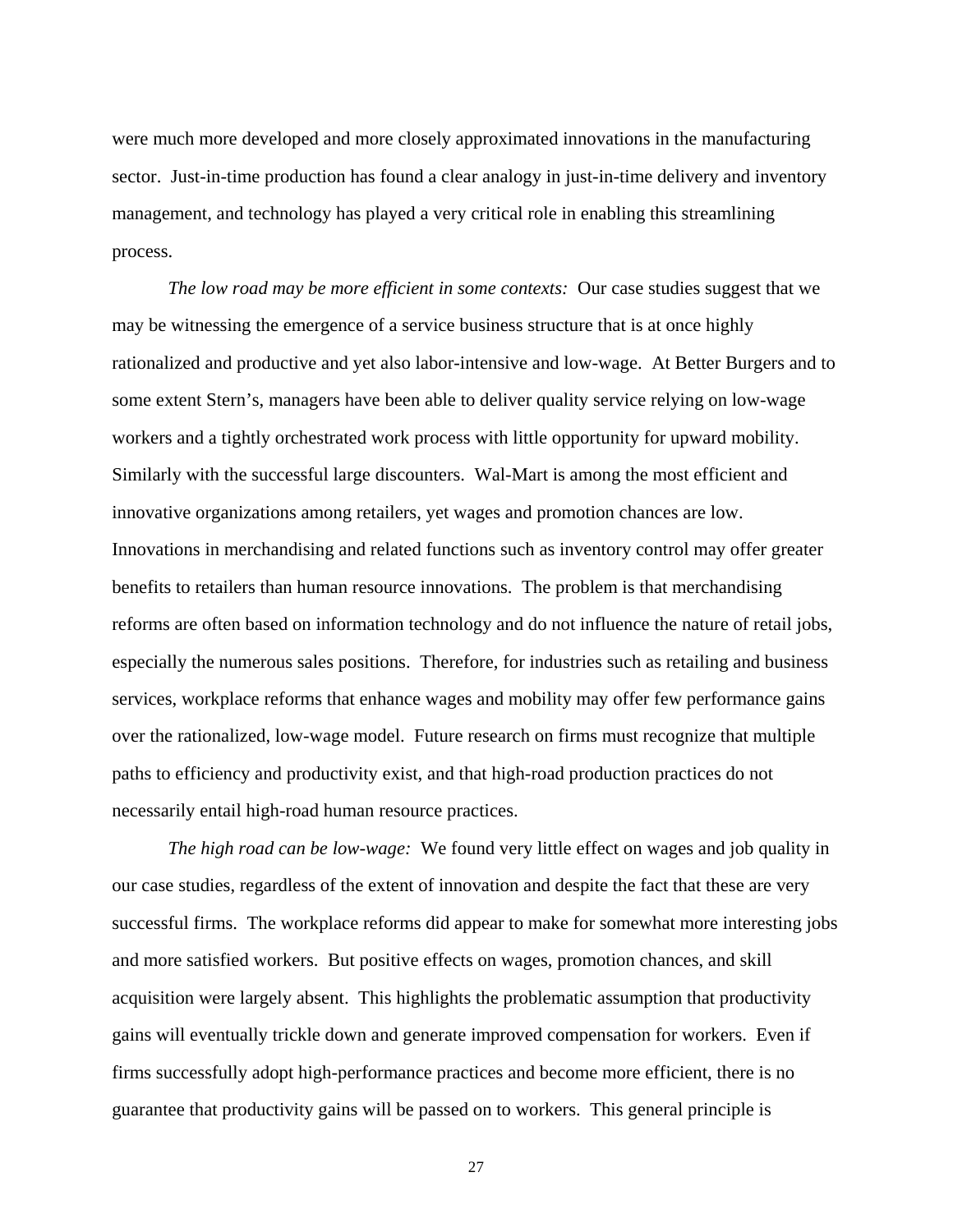were much more developed and more closely approximated innovations in the manufacturing sector. Just-in-time production has found a clear analogy in just-in-time delivery and inventory management, and technology has played a very critical role in enabling this streamlining process.

*The low road may be more efficient in some contexts:* Our case studies suggest that we may be witnessing the emergence of a service business structure that is at once highly rationalized and productive and yet also labor-intensive and low-wage. At Better Burgers and to some extent Stern's, managers have been able to deliver quality service relying on low-wage workers and a tightly orchestrated work process with little opportunity for upward mobility. Similarly with the successful large discounters. Wal-Mart is among the most efficient and innovative organizations among retailers, yet wages and promotion chances are low. Innovations in merchandising and related functions such as inventory control may offer greater benefits to retailers than human resource innovations. The problem is that merchandising reforms are often based on information technology and do not influence the nature of retail jobs, especially the numerous sales positions. Therefore, for industries such as retailing and business services, workplace reforms that enhance wages and mobility may offer few performance gains over the rationalized, low-wage model. Future research on firms must recognize that multiple paths to efficiency and productivity exist, and that high-road production practices do not necessarily entail high-road human resource practices.

*The high road can be low-wage:* We found very little effect on wages and job quality in our case studies, regardless of the extent of innovation and despite the fact that these are very successful firms. The workplace reforms did appear to make for somewhat more interesting jobs and more satisfied workers. But positive effects on wages, promotion chances, and skill acquisition were largely absent. This highlights the problematic assumption that productivity gains will eventually trickle down and generate improved compensation for workers. Even if firms successfully adopt high-performance practices and become more efficient, there is no guarantee that productivity gains will be passed on to workers. This general principle is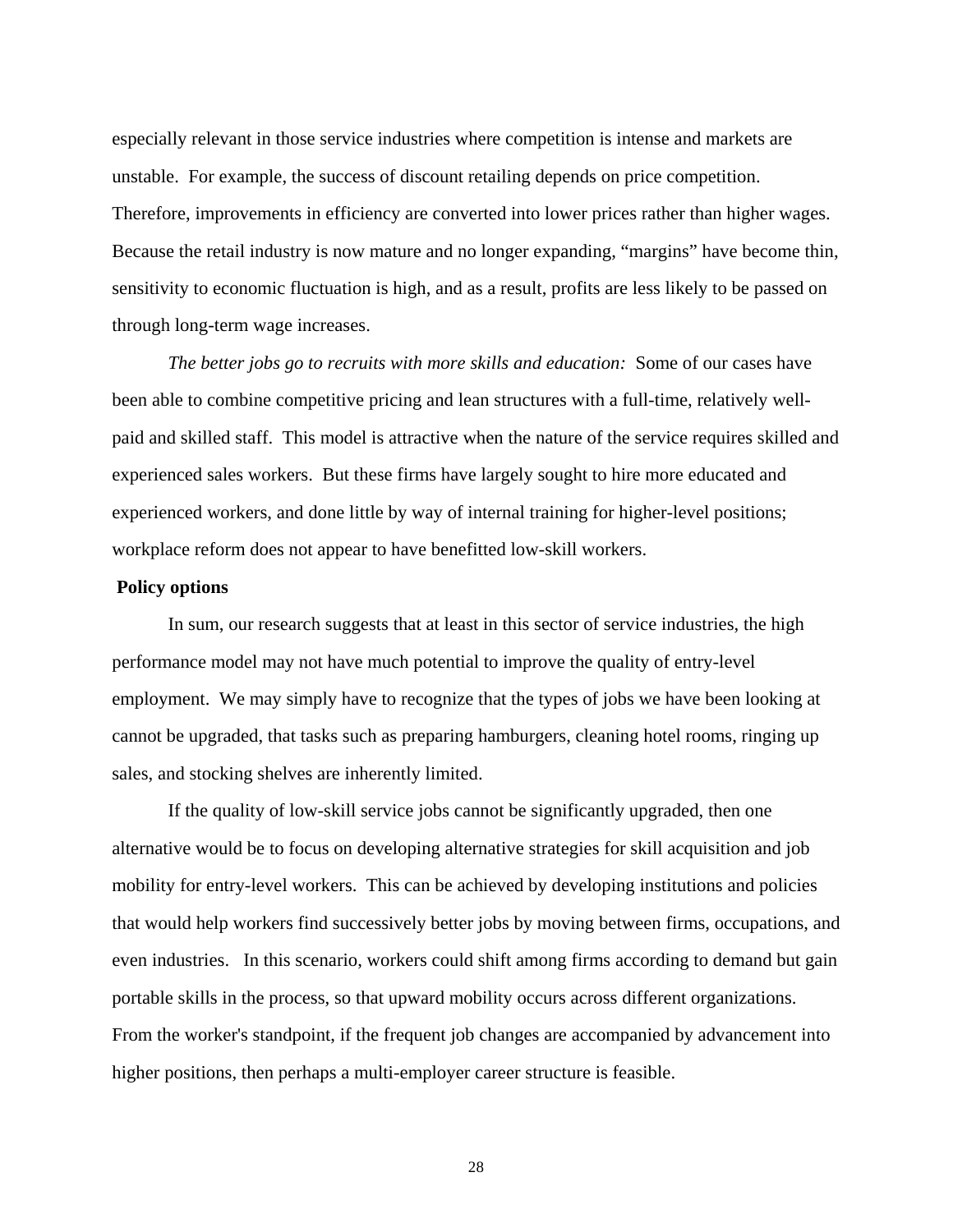especially relevant in those service industries where competition is intense and markets are unstable. For example, the success of discount retailing depends on price competition. Therefore, improvements in efficiency are converted into lower prices rather than higher wages. Because the retail industry is now mature and no longer expanding, "margins" have become thin, sensitivity to economic fluctuation is high, and as a result, profits are less likely to be passed on through long-term wage increases.

*The better jobs go to recruits with more skills and education:* Some of our cases have been able to combine competitive pricing and lean structures with a full-time, relatively well-paid and skilled staff. This model is attractive when the nature of the service requires skilled and experienced sales workers. But these firms have largely sought to hire more educated and experienced workers, and done little by way of internal training for higher-level positions; workplace reform does not appear to have benefitted low-skill workers.

**Policy options**

In sum, our research suggests that at least in this sector of service industries, the high performance model may not have much potential to improve the quality of entry-level employment. We may simply have to recognize that the types of jobs we have been looking at cannot be upgraded, that tasks such as preparing hamburgers, cleaning hotel rooms, ringing up sales, and stocking shelves are inherently limited.

If the quality of low-skill service jobs cannot be significantly upgraded, then one alternative would be to focus on developing alternative strategies for skill acquisition and job mobility for entry-level workers. This can be achieved by developing institutions and policies that would help workers find successively better jobs by moving between firms, occupations, and even industries. In this scenario, workers could shift among firms according to demand but gain portable skills in the process, so that upward mobility occurs across different organizations. From the worker's standpoint, if the frequent job changes are accompanied by advancement into higher positions, then perhaps a multi-employer career structure is feasible.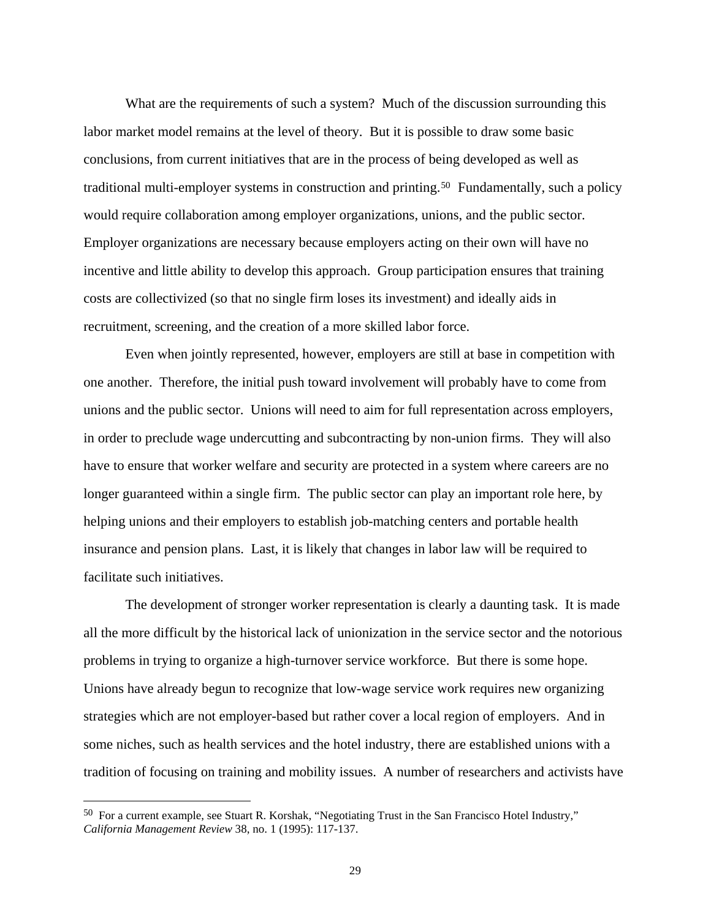What are the requirements of such a system? Much of the discussion surrounding this labor market model remains at the level of theory. But it is possible to draw some basic conclusions, from current initiatives that are in the process of being developed as well as traditional multi-employer systems in construction and printing.[50] Fundamentally, such a policy would require collaboration among employer organizations, unions, and the public sector. Employer organizations are necessary because employers acting on their own will have no incentive and little ability to develop this approach. Group participation ensures that training costs are collectivized (so that no single firm loses its investment) and ideally aids in recruitment, screening, and the creation of a more skilled labor force.

Even when jointly represented, however, employers are still at base in competition with one another. Therefore, the initial push toward involvement will probably have to come from unions and the public sector. Unions will need to aim for full representation across employers, in order to preclude wage undercutting and subcontracting by non-union firms. They will also have to ensure that worker welfare and security are protected in a system where careers are no longer guaranteed within a single firm. The public sector can play an important role here, by helping unions and their employers to establish job-matching centers and portable health insurance and pension plans. Last, it is likely that changes in labor law will be required to facilitate such initiatives.

The development of stronger worker representation is clearly a daunting task. It is made all the more difficult by the historical lack of unionization in the service sector and the notorious problems in trying to organize a high-turnover service workforce. But there is some hope. Unions have already begun to recognize that low-wage service work requires new organizing strategies which are not employer-based but rather cover a local region of employers. And in some niches, such as health services and the hotel industry, there are established unions with a tradition of focusing on training and mobility issues. A number of researchers and activists have

---

[50] For a current example, see Stuart R. Korshak, "Negotiating Trust in the San Francisco Hotel Industry," *California Management Review* 38, no. 1 (1995): 117-137.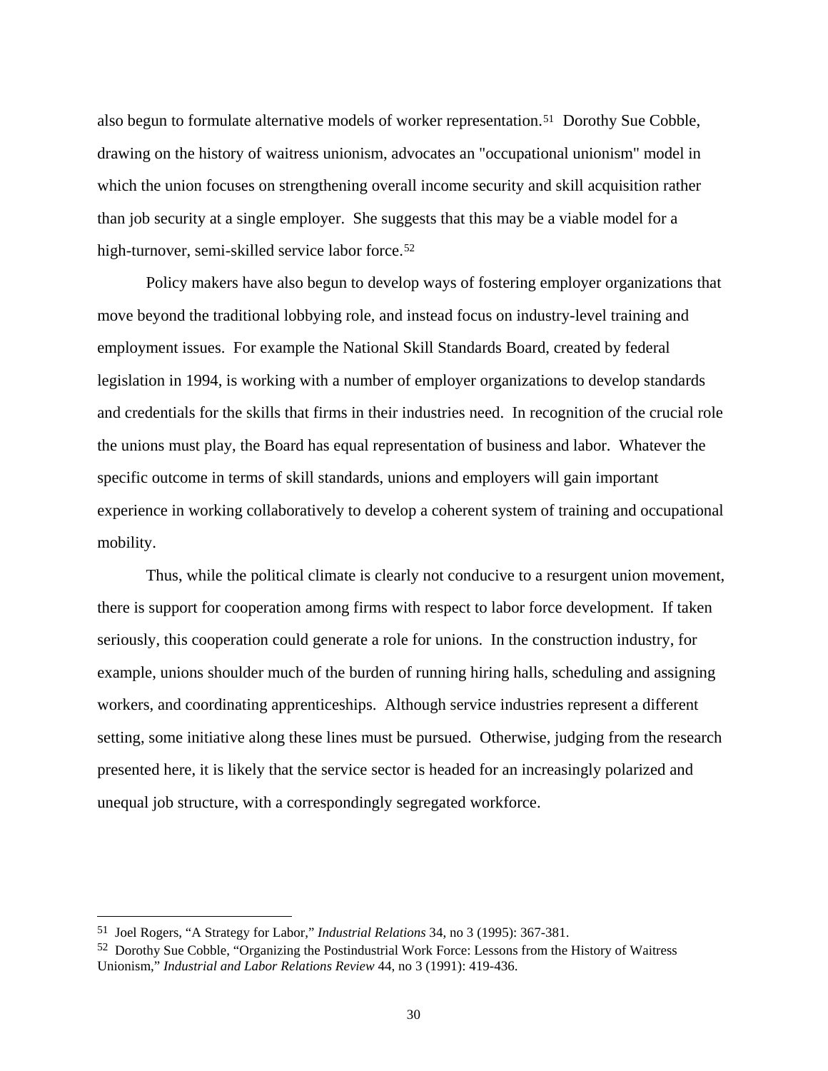also begun to formulate alternative models of worker representation.[51] Dorothy Sue Cobble, drawing on the history of waitress unionism, advocates an "occupational unionism" model in which the union focuses on strengthening overall income security and skill acquisition rather than job security at a single employer. She suggests that this may be a viable model for a high-turnover, semi-skilled service labor force.[52]

Policy makers have also begun to develop ways of fostering employer organizations that move beyond the traditional lobbying role, and instead focus on industry-level training and employment issues. For example the National Skill Standards Board, created by federal legislation in 1994, is working with a number of employer organizations to develop standards and credentials for the skills that firms in their industries need. In recognition of the crucial role the unions must play, the Board has equal representation of business and labor. Whatever the specific outcome in terms of skill standards, unions and employers will gain important experience in working collaboratively to develop a coherent system of training and occupational mobility.

Thus, while the political climate is clearly not conducive to a resurgent union movement, there is support for cooperation among firms with respect to labor force development. If taken seriously, this cooperation could generate a role for unions. In the construction industry, for example, unions shoulder much of the burden of running hiring halls, scheduling and assigning workers, and coordinating apprenticeships. Although service industries represent a different setting, some initiative along these lines must be pursued. Otherwise, judging from the research presented here, it is likely that the service sector is headed for an increasingly polarized and unequal job structure, with a correspondingly segregated workforce.

---

[51] Joel Rogers, "A Strategy for Labor," *Industrial Relations* 34, no 3 (1995): 367-381.

[52] Dorothy Sue Cobble, "Organizing the Postindustrial Work Force: Lessons from the History of Waitress Unionism," *Industrial and Labor Relations Review* 44, no 3 (1991): 419-436.